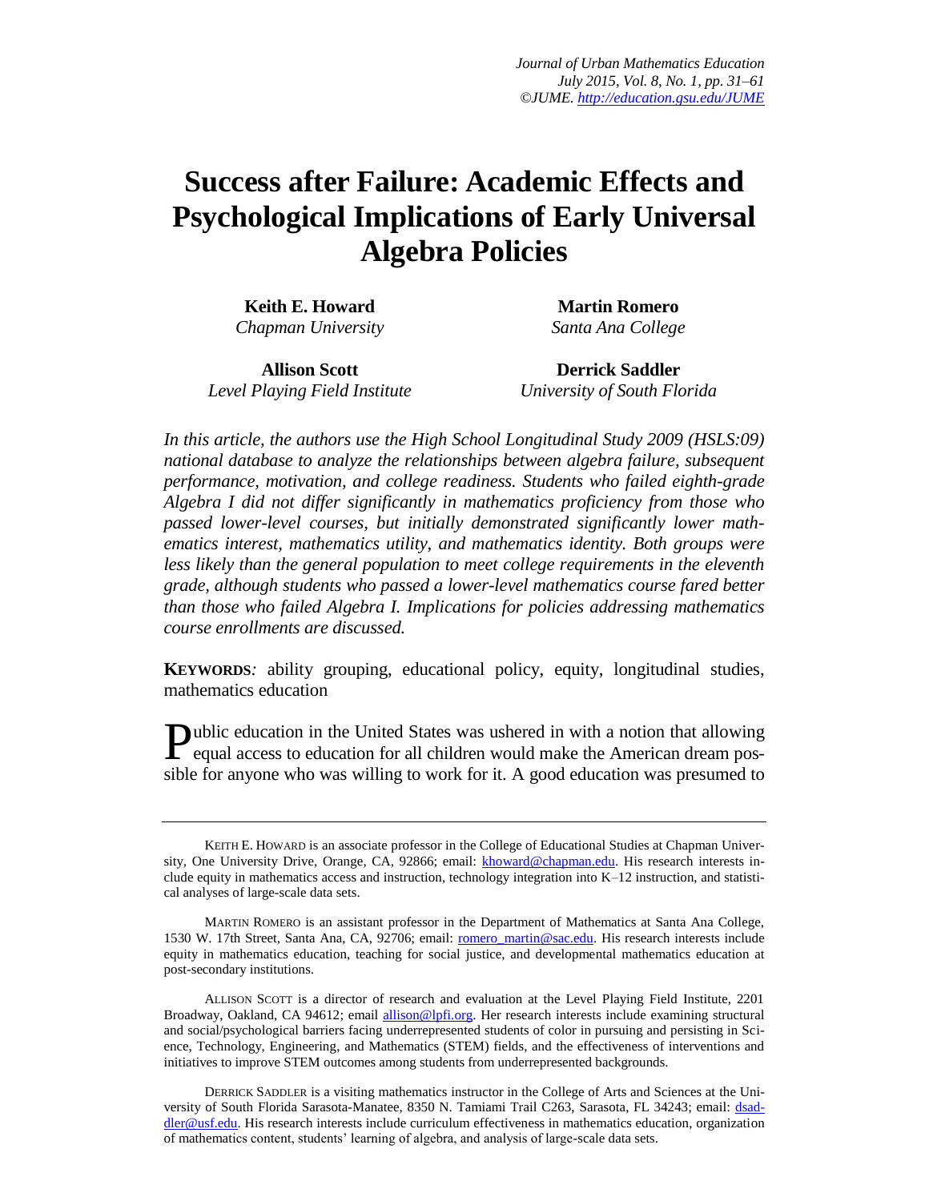# Success after Failure: Academic Effects and Psychological Implications of Early Universal Algebra Policies

**Keith E. Howard**
*Chapman University*

**Martin Romero**
*Santa Ana College*

**Allison Scott**
*Level Playing Field Institute*

**Derrick Saddler**
*University of South Florida*

*In this article, the authors use the High School Longitudinal Study 2009 (HSLS:09) national database to analyze the relationships between algebra failure, subsequent performance, motivation, and college readiness. Students who failed eighth-grade Algebra I did not differ significantly in mathematics proficiency from those who passed lower-level courses, but initially demonstrated significantly lower mathematics interest, mathematics utility, and mathematics identity. Both groups were less likely than the general population to meet college requirements in the eleventh grade, although students who passed a lower-level mathematics course fared better than those who failed Algebra I. Implications for policies addressing mathematics course enrollments are discussed.*

**KEYWORDS***:* ability grouping, educational policy, equity, longitudinal studies, mathematics education

Public education in the United States was ushered in with a notion that allowing equal access to education for all children would make the American dream possible for anyone who was willing to work for it. A good education was presumed to

---

KEITH E. HOWARD is an associate professor in the College of Educational Studies at Chapman University, One University Drive, Orange, CA, 92866; email: khoward@chapman.edu. His research interests include equity in mathematics access and instruction, technology integration into K–12 instruction, and statistical analyses of large-scale data sets.

MARTIN ROMERO is an assistant professor in the Department of Mathematics at Santa Ana College, 1530 W. 17th Street, Santa Ana, CA, 92706; email: romero_martin@sac.edu. His research interests include equity in mathematics education, teaching for social justice, and developmental mathematics education at post-secondary institutions.

ALLISON SCOTT is a director of research and evaluation at the Level Playing Field Institute, 2201 Broadway, Oakland, CA 94612; email allison@lpfi.org. Her research interests include examining structural and social/psychological barriers facing underrepresented students of color in pursuing and persisting in Science, Technology, Engineering, and Mathematics (STEM) fields, and the effectiveness of interventions and initiatives to improve STEM outcomes among students from underrepresented backgrounds.

DERRICK SADDLER is a visiting mathematics instructor in the College of Arts and Sciences at the University of South Florida Sarasota-Manatee, 8350 N. Tamiami Trail C263, Sarasota, FL 34243; email: dsaddler@usf.edu. His research interests include curriculum effectiveness in mathematics education, organization of mathematics content, students' learning of algebra, and analysis of large-scale data sets.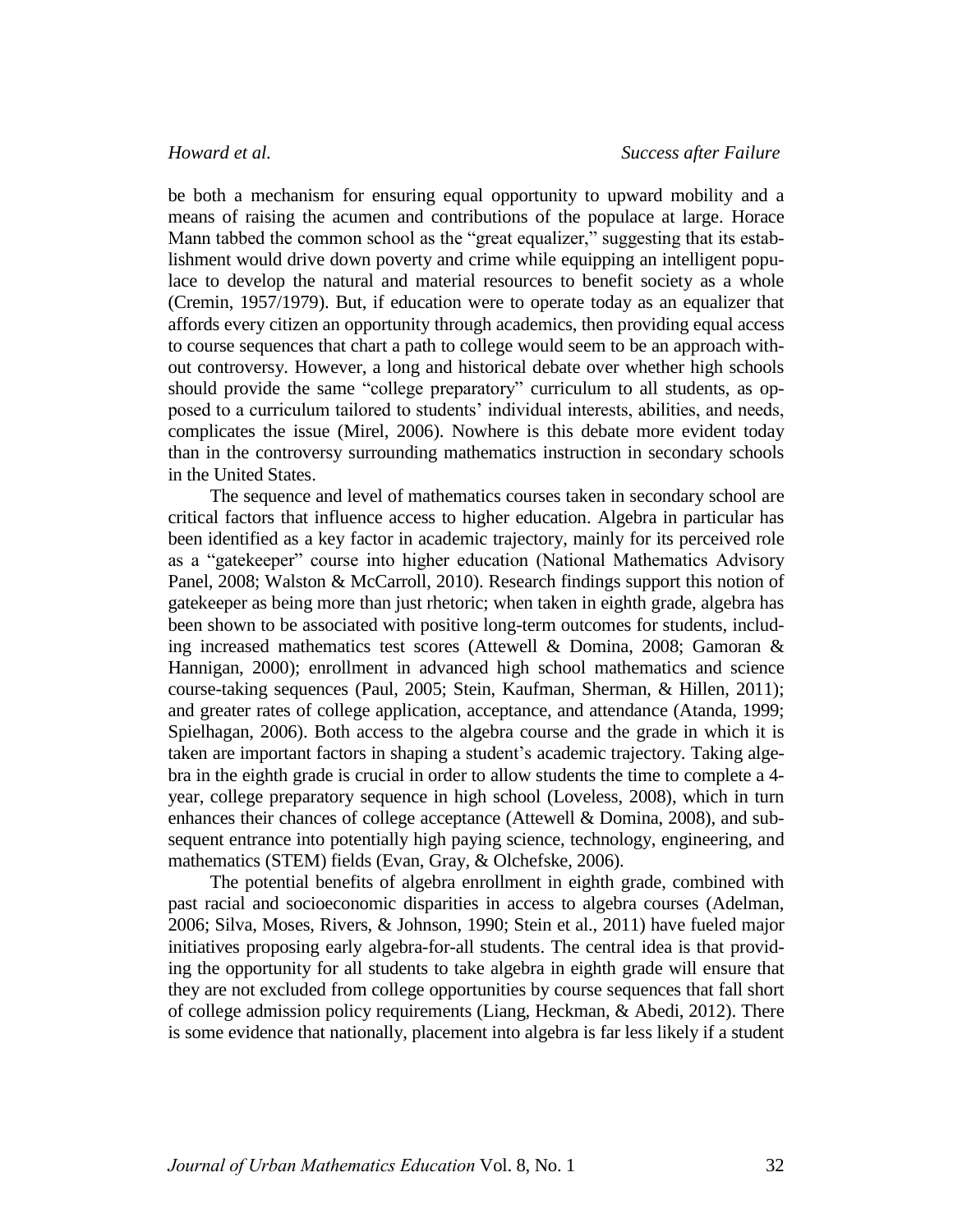be both a mechanism for ensuring equal opportunity to upward mobility and a means of raising the acumen and contributions of the populace at large. Horace Mann tabbed the common school as the "great equalizer," suggesting that its establishment would drive down poverty and crime while equipping an intelligent populace to develop the natural and material resources to benefit society as a whole (Cremin, 1957/1979). But, if education were to operate today as an equalizer that affords every citizen an opportunity through academics, then providing equal access to course sequences that chart a path to college would seem to be an approach without controversy. However, a long and historical debate over whether high schools should provide the same "college preparatory" curriculum to all students, as opposed to a curriculum tailored to students' individual interests, abilities, and needs, complicates the issue (Mirel, 2006). Nowhere is this debate more evident today than in the controversy surrounding mathematics instruction in secondary schools in the United States.

The sequence and level of mathematics courses taken in secondary school are critical factors that influence access to higher education. Algebra in particular has been identified as a key factor in academic trajectory, mainly for its perceived role as a "gatekeeper" course into higher education (National Mathematics Advisory Panel, 2008; Walston & McCarroll, 2010). Research findings support this notion of gatekeeper as being more than just rhetoric; when taken in eighth grade, algebra has been shown to be associated with positive long-term outcomes for students, including increased mathematics test scores (Attewell & Domina, 2008; Gamoran & Hannigan, 2000); enrollment in advanced high school mathematics and science course-taking sequences (Paul, 2005; Stein, Kaufman, Sherman, & Hillen, 2011); and greater rates of college application, acceptance, and attendance (Atanda, 1999; Spielhagan, 2006). Both access to the algebra course and the grade in which it is taken are important factors in shaping a student's academic trajectory. Taking algebra in the eighth grade is crucial in order to allow students the time to complete a 4-year, college preparatory sequence in high school (Loveless, 2008), which in turn enhances their chances of college acceptance (Attewell & Domina, 2008), and subsequent entrance into potentially high paying science, technology, engineering, and mathematics (STEM) fields (Evan, Gray, & Olchefske, 2006).

The potential benefits of algebra enrollment in eighth grade, combined with past racial and socioeconomic disparities in access to algebra courses (Adelman, 2006; Silva, Moses, Rivers, & Johnson, 1990; Stein et al., 2011) have fueled major initiatives proposing early algebra-for-all students. The central idea is that providing the opportunity for all students to take algebra in eighth grade will ensure that they are not excluded from college opportunities by course sequences that fall short of college admission policy requirements (Liang, Heckman, & Abedi, 2012). There is some evidence that nationally, placement into algebra is far less likely if a student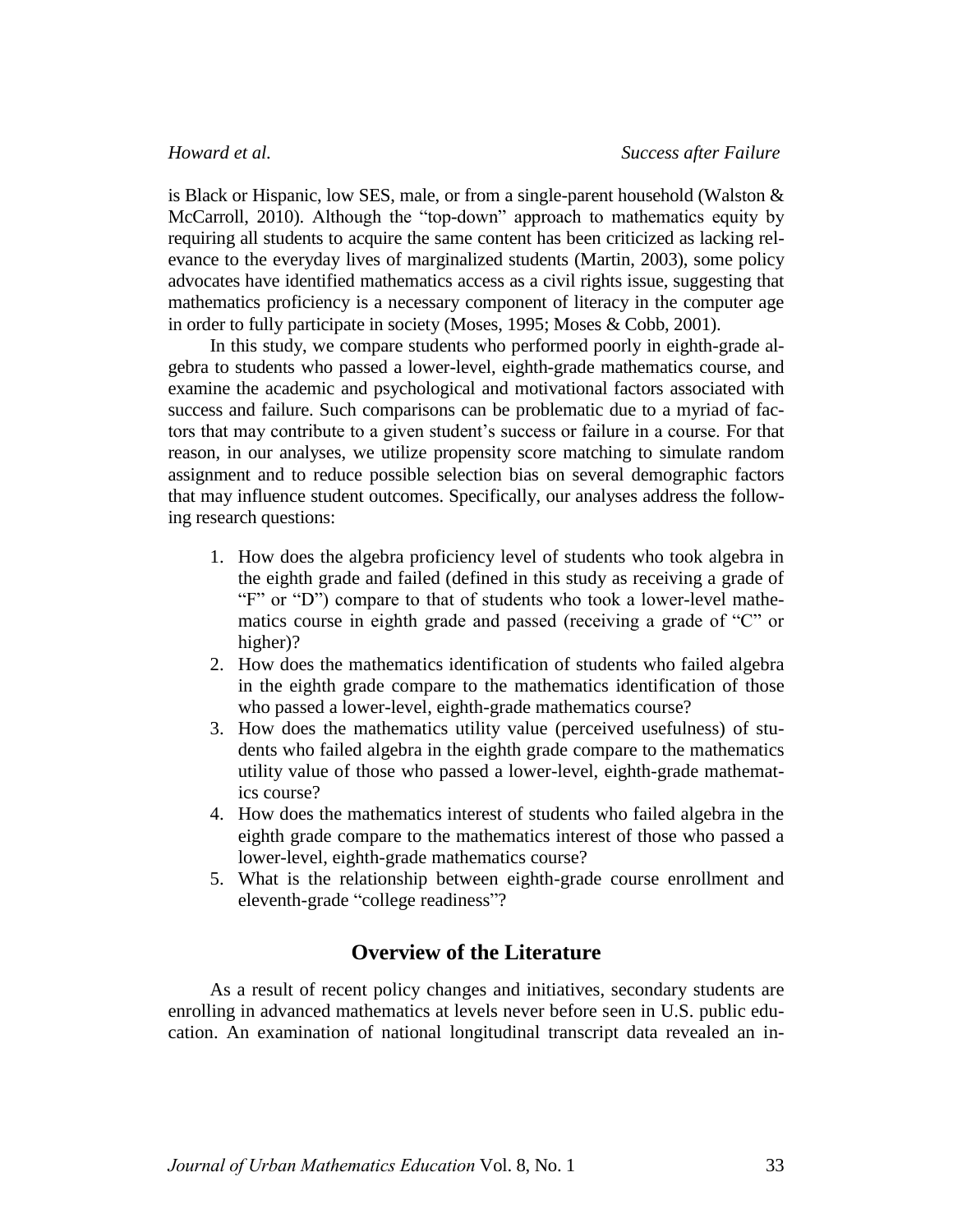is Black or Hispanic, low SES, male, or from a single-parent household (Walston & McCarroll, 2010). Although the "top-down" approach to mathematics equity by requiring all students to acquire the same content has been criticized as lacking relevance to the everyday lives of marginalized students (Martin, 2003), some policy advocates have identified mathematics access as a civil rights issue, suggesting that mathematics proficiency is a necessary component of literacy in the computer age in order to fully participate in society (Moses, 1995; Moses & Cobb, 2001).

In this study, we compare students who performed poorly in eighth-grade algebra to students who passed a lower-level, eighth-grade mathematics course, and examine the academic and psychological and motivational factors associated with success and failure. Such comparisons can be problematic due to a myriad of factors that may contribute to a given student's success or failure in a course. For that reason, in our analyses, we utilize propensity score matching to simulate random assignment and to reduce possible selection bias on several demographic factors that may influence student outcomes. Specifically, our analyses address the following research questions:

1. How does the algebra proficiency level of students who took algebra in the eighth grade and failed (defined in this study as receiving a grade of "F" or "D") compare to that of students who took a lower-level mathematics course in eighth grade and passed (receiving a grade of "C" or higher)?
2. How does the mathematics identification of students who failed algebra in the eighth grade compare to the mathematics identification of those who passed a lower-level, eighth-grade mathematics course?
3. How does the mathematics utility value (perceived usefulness) of students who failed algebra in the eighth grade compare to the mathematics utility value of those who passed a lower-level, eighth-grade mathematics course?
4. How does the mathematics interest of students who failed algebra in the eighth grade compare to the mathematics interest of those who passed a lower-level, eighth-grade mathematics course?
5. What is the relationship between eighth-grade course enrollment and eleventh-grade "college readiness"?

## Overview of the Literature

As a result of recent policy changes and initiatives, secondary students are enrolling in advanced mathematics at levels never before seen in U.S. public education. An examination of national longitudinal transcript data revealed an in-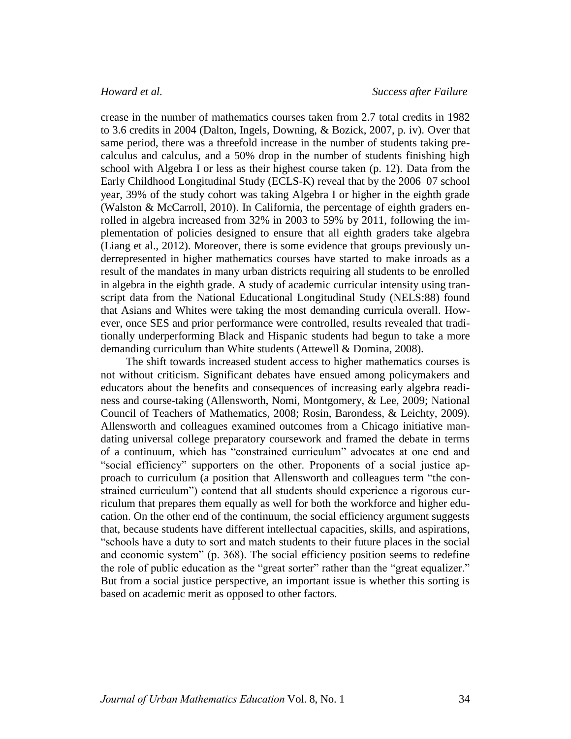crease in the number of mathematics courses taken from 2.7 total credits in 1982 to 3.6 credits in 2004 (Dalton, Ingels, Downing, & Bozick, 2007, p. iv). Over that same period, there was a threefold increase in the number of students taking precalculus and calculus, and a 50% drop in the number of students finishing high school with Algebra I or less as their highest course taken (p. 12). Data from the Early Childhood Longitudinal Study (ECLS-K) reveal that by the 2006–07 school year, 39% of the study cohort was taking Algebra I or higher in the eighth grade (Walston & McCarroll, 2010). In California, the percentage of eighth graders enrolled in algebra increased from 32% in 2003 to 59% by 2011, following the implementation of policies designed to ensure that all eighth graders take algebra (Liang et al., 2012). Moreover, there is some evidence that groups previously underrepresented in higher mathematics courses have started to make inroads as a result of the mandates in many urban districts requiring all students to be enrolled in algebra in the eighth grade. A study of academic curricular intensity using transcript data from the National Educational Longitudinal Study (NELS:88) found that Asians and Whites were taking the most demanding curricula overall. However, once SES and prior performance were controlled, results revealed that traditionally underperforming Black and Hispanic students had begun to take a more demanding curriculum than White students (Attewell & Domina, 2008).

The shift towards increased student access to higher mathematics courses is not without criticism. Significant debates have ensued among policymakers and educators about the benefits and consequences of increasing early algebra readiness and course-taking (Allensworth, Nomi, Montgomery, & Lee, 2009; National Council of Teachers of Mathematics, 2008; Rosin, Barondess, & Leichty, 2009). Allensworth and colleagues examined outcomes from a Chicago initiative mandating universal college preparatory coursework and framed the debate in terms of a continuum, which has "constrained curriculum" advocates at one end and "social efficiency" supporters on the other. Proponents of a social justice approach to curriculum (a position that Allensworth and colleagues term "the constrained curriculum") contend that all students should experience a rigorous curriculum that prepares them equally as well for both the workforce and higher education. On the other end of the continuum, the social efficiency argument suggests that, because students have different intellectual capacities, skills, and aspirations, "schools have a duty to sort and match students to their future places in the social and economic system" (p. 368). The social efficiency position seems to redefine the role of public education as the "great sorter" rather than the "great equalizer." But from a social justice perspective, an important issue is whether this sorting is based on academic merit as opposed to other factors.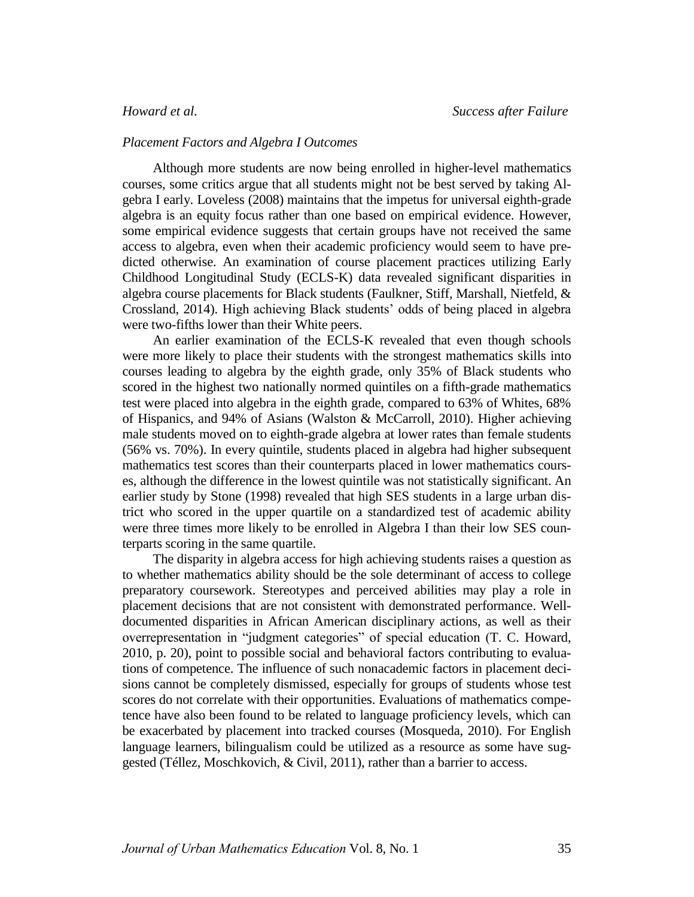*Placement Factors and Algebra I Outcomes*

Although more students are now being enrolled in higher-level mathematics courses, some critics argue that all students might not be best served by taking Algebra I early. Loveless (2008) maintains that the impetus for universal eighth-grade algebra is an equity focus rather than one based on empirical evidence. However, some empirical evidence suggests that certain groups have not received the same access to algebra, even when their academic proficiency would seem to have predicted otherwise. An examination of course placement practices utilizing Early Childhood Longitudinal Study (ECLS-K) data revealed significant disparities in algebra course placements for Black students (Faulkner, Stiff, Marshall, Nietfeld, & Crossland, 2014). High achieving Black students' odds of being placed in algebra were two-fifths lower than their White peers.

An earlier examination of the ECLS-K revealed that even though schools were more likely to place their students with the strongest mathematics skills into courses leading to algebra by the eighth grade, only 35% of Black students who scored in the highest two nationally normed quintiles on a fifth-grade mathematics test were placed into algebra in the eighth grade, compared to 63% of Whites, 68% of Hispanics, and 94% of Asians (Walston & McCarroll, 2010). Higher achieving male students moved on to eighth-grade algebra at lower rates than female students (56% vs. 70%). In every quintile, students placed in algebra had higher subsequent mathematics test scores than their counterparts placed in lower mathematics courses, although the difference in the lowest quintile was not statistically significant. An earlier study by Stone (1998) revealed that high SES students in a large urban district who scored in the upper quartile on a standardized test of academic ability were three times more likely to be enrolled in Algebra I than their low SES counterparts scoring in the same quartile.

The disparity in algebra access for high achieving students raises a question as to whether mathematics ability should be the sole determinant of access to college preparatory coursework. Stereotypes and perceived abilities may play a role in placement decisions that are not consistent with demonstrated performance. Well-documented disparities in African American disciplinary actions, as well as their overrepresentation in "judgment categories" of special education (T. C. Howard, 2010, p. 20), point to possible social and behavioral factors contributing to evaluations of competence. The influence of such nonacademic factors in placement decisions cannot be completely dismissed, especially for groups of students whose test scores do not correlate with their opportunities. Evaluations of mathematics competence have also been found to be related to language proficiency levels, which can be exacerbated by placement into tracked courses (Mosqueda, 2010). For English language learners, bilingualism could be utilized as a resource as some have suggested (Téllez, Moschkovich, & Civil, 2011), rather than a barrier to access.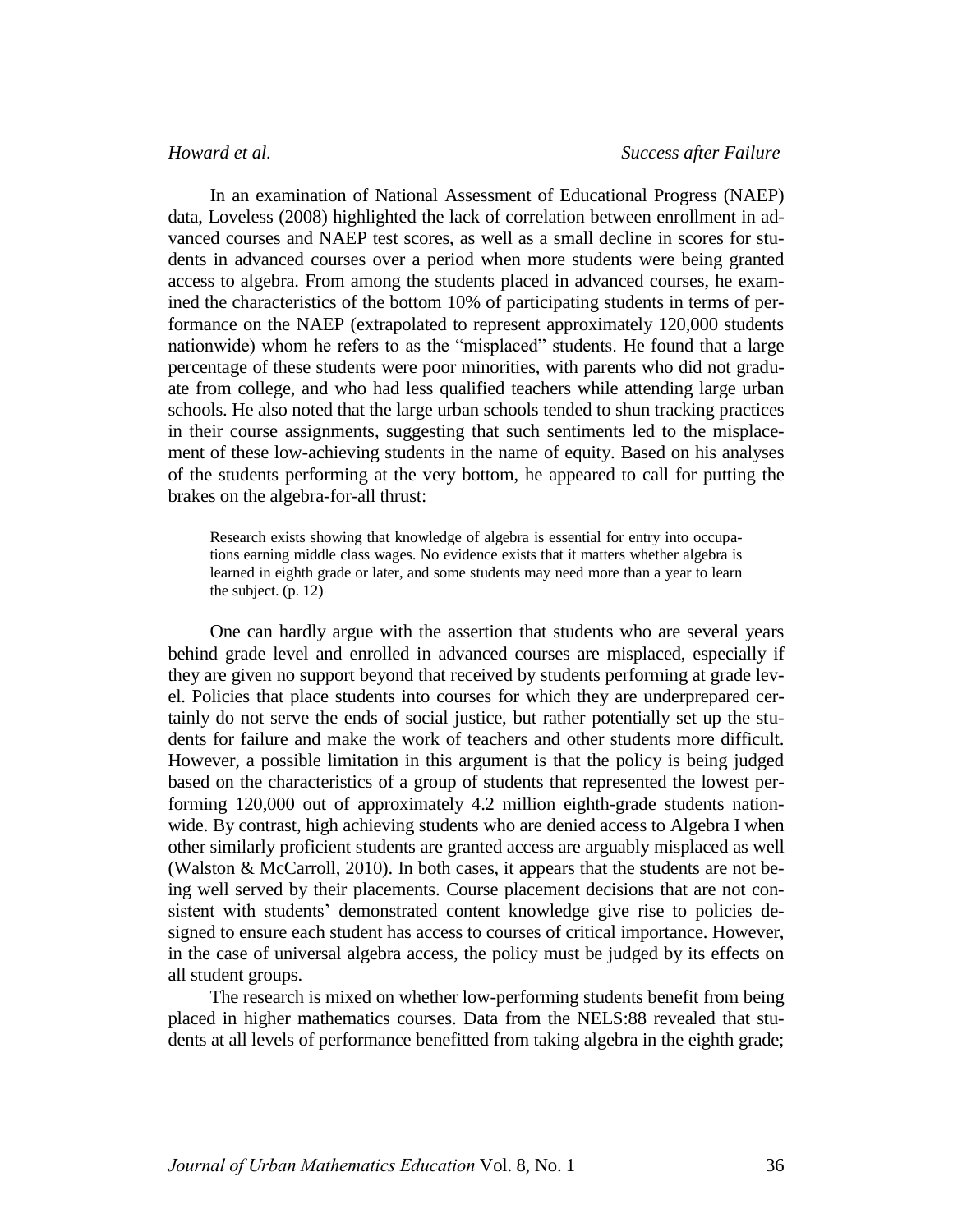In an examination of National Assessment of Educational Progress (NAEP) data, Loveless (2008) highlighted the lack of correlation between enrollment in advanced courses and NAEP test scores, as well as a small decline in scores for students in advanced courses over a period when more students were being granted access to algebra. From among the students placed in advanced courses, he examined the characteristics of the bottom 10% of participating students in terms of performance on the NAEP (extrapolated to represent approximately 120,000 students nationwide) whom he refers to as the "misplaced" students. He found that a large percentage of these students were poor minorities, with parents who did not graduate from college, and who had less qualified teachers while attending large urban schools. He also noted that the large urban schools tended to shun tracking practices in their course assignments, suggesting that such sentiments led to the misplacement of these low-achieving students in the name of equity. Based on his analyses of the students performing at the very bottom, he appeared to call for putting the brakes on the algebra-for-all thrust:

> Research exists showing that knowledge of algebra is essential for entry into occupations earning middle class wages. No evidence exists that it matters whether algebra is learned in eighth grade or later, and some students may need more than a year to learn the subject. (p. 12)

One can hardly argue with the assertion that students who are several years behind grade level and enrolled in advanced courses are misplaced, especially if they are given no support beyond that received by students performing at grade level. Policies that place students into courses for which they are underprepared certainly do not serve the ends of social justice, but rather potentially set up the students for failure and make the work of teachers and other students more difficult. However, a possible limitation in this argument is that the policy is being judged based on the characteristics of a group of students that represented the lowest performing 120,000 out of approximately 4.2 million eighth-grade students nationwide. By contrast, high achieving students who are denied access to Algebra I when other similarly proficient students are granted access are arguably misplaced as well (Walston & McCarroll, 2010). In both cases, it appears that the students are not being well served by their placements. Course placement decisions that are not consistent with students' demonstrated content knowledge give rise to policies designed to ensure each student has access to courses of critical importance. However, in the case of universal algebra access, the policy must be judged by its effects on all student groups.

The research is mixed on whether low-performing students benefit from being placed in higher mathematics courses. Data from the NELS:88 revealed that students at all levels of performance benefitted from taking algebra in the eighth grade;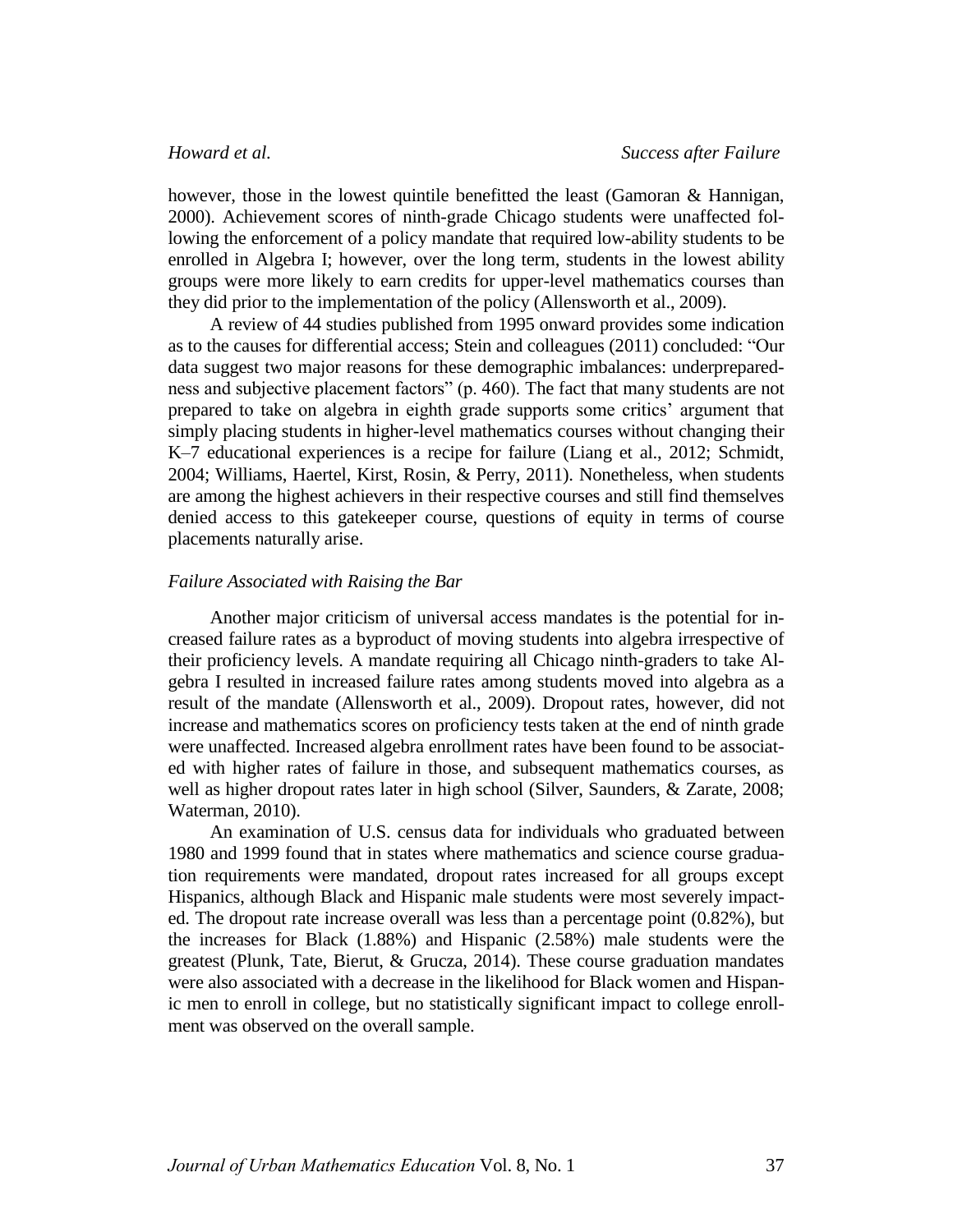however, those in the lowest quintile benefitted the least (Gamoran & Hannigan, 2000). Achievement scores of ninth-grade Chicago students were unaffected following the enforcement of a policy mandate that required low-ability students to be enrolled in Algebra I; however, over the long term, students in the lowest ability groups were more likely to earn credits for upper-level mathematics courses than they did prior to the implementation of the policy (Allensworth et al., 2009).

A review of 44 studies published from 1995 onward provides some indication as to the causes for differential access; Stein and colleagues (2011) concluded: "Our data suggest two major reasons for these demographic imbalances: underpreparedness and subjective placement factors" (p. 460). The fact that many students are not prepared to take on algebra in eighth grade supports some critics' argument that simply placing students in higher-level mathematics courses without changing their K–7 educational experiences is a recipe for failure (Liang et al., 2012; Schmidt, 2004; Williams, Haertel, Kirst, Rosin, & Perry, 2011). Nonetheless, when students are among the highest achievers in their respective courses and still find themselves denied access to this gatekeeper course, questions of equity in terms of course placements naturally arise.

### *Failure Associated with Raising the Bar*

Another major criticism of universal access mandates is the potential for increased failure rates as a byproduct of moving students into algebra irrespective of their proficiency levels. A mandate requiring all Chicago ninth-graders to take Algebra I resulted in increased failure rates among students moved into algebra as a result of the mandate (Allensworth et al., 2009). Dropout rates, however, did not increase and mathematics scores on proficiency tests taken at the end of ninth grade were unaffected. Increased algebra enrollment rates have been found to be associated with higher rates of failure in those, and subsequent mathematics courses, as well as higher dropout rates later in high school (Silver, Saunders, & Zarate, 2008; Waterman, 2010).

An examination of U.S. census data for individuals who graduated between 1980 and 1999 found that in states where mathematics and science course graduation requirements were mandated, dropout rates increased for all groups except Hispanics, although Black and Hispanic male students were most severely impacted. The dropout rate increase overall was less than a percentage point (0.82%), but the increases for Black (1.88%) and Hispanic (2.58%) male students were the greatest (Plunk, Tate, Bierut, & Grucza, 2014). These course graduation mandates were also associated with a decrease in the likelihood for Black women and Hispanic men to enroll in college, but no statistically significant impact to college enrollment was observed on the overall sample.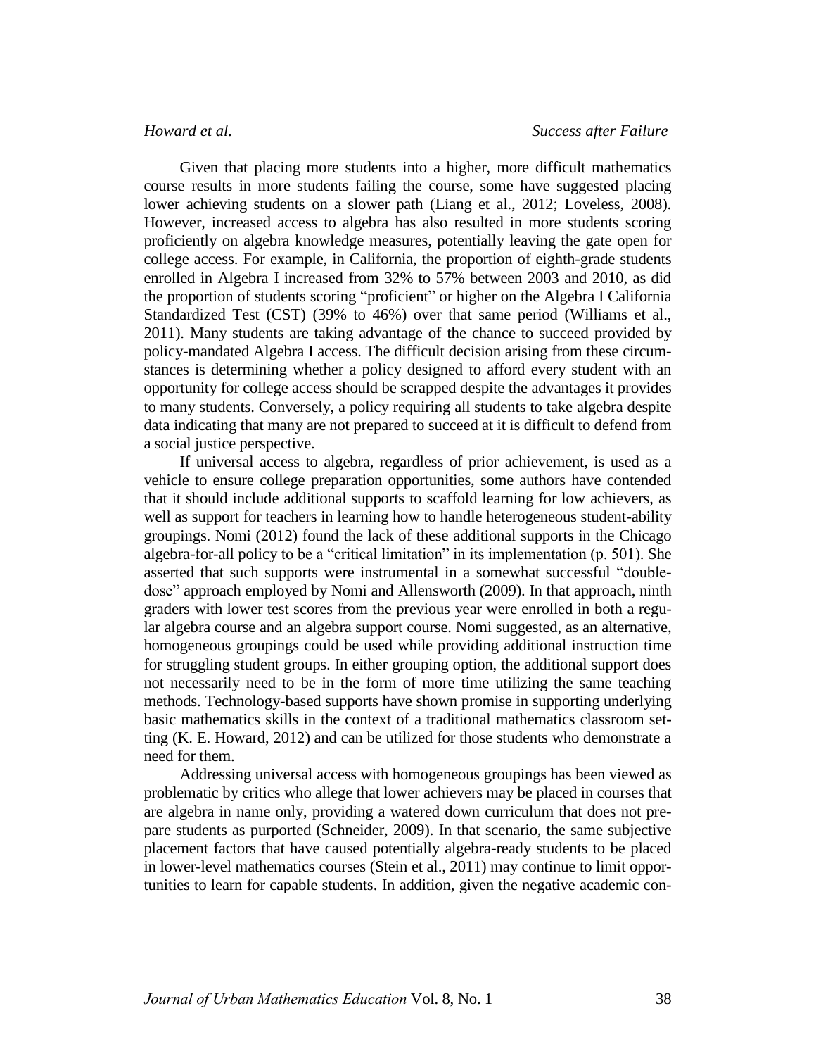Given that placing more students into a higher, more difficult mathematics course results in more students failing the course, some have suggested placing lower achieving students on a slower path (Liang et al., 2012; Loveless, 2008). However, increased access to algebra has also resulted in more students scoring proficiently on algebra knowledge measures, potentially leaving the gate open for college access. For example, in California, the proportion of eighth-grade students enrolled in Algebra I increased from 32% to 57% between 2003 and 2010, as did the proportion of students scoring "proficient" or higher on the Algebra I California Standardized Test (CST) (39% to 46%) over that same period (Williams et al., 2011). Many students are taking advantage of the chance to succeed provided by policy-mandated Algebra I access. The difficult decision arising from these circumstances is determining whether a policy designed to afford every student with an opportunity for college access should be scrapped despite the advantages it provides to many students. Conversely, a policy requiring all students to take algebra despite data indicating that many are not prepared to succeed at it is difficult to defend from a social justice perspective.

If universal access to algebra, regardless of prior achievement, is used as a vehicle to ensure college preparation opportunities, some authors have contended that it should include additional supports to scaffold learning for low achievers, as well as support for teachers in learning how to handle heterogeneous student-ability groupings. Nomi (2012) found the lack of these additional supports in the Chicago algebra-for-all policy to be a "critical limitation" in its implementation (p. 501). She asserted that such supports were instrumental in a somewhat successful "double-dose" approach employed by Nomi and Allensworth (2009). In that approach, ninth graders with lower test scores from the previous year were enrolled in both a regular algebra course and an algebra support course. Nomi suggested, as an alternative, homogeneous groupings could be used while providing additional instruction time for struggling student groups. In either grouping option, the additional support does not necessarily need to be in the form of more time utilizing the same teaching methods. Technology-based supports have shown promise in supporting underlying basic mathematics skills in the context of a traditional mathematics classroom setting (K. E. Howard, 2012) and can be utilized for those students who demonstrate a need for them.

Addressing universal access with homogeneous groupings has been viewed as problematic by critics who allege that lower achievers may be placed in courses that are algebra in name only, providing a watered down curriculum that does not prepare students as purported (Schneider, 2009). In that scenario, the same subjective placement factors that have caused potentially algebra-ready students to be placed in lower-level mathematics courses (Stein et al., 2011) may continue to limit opportunities to learn for capable students. In addition, given the negative academic con-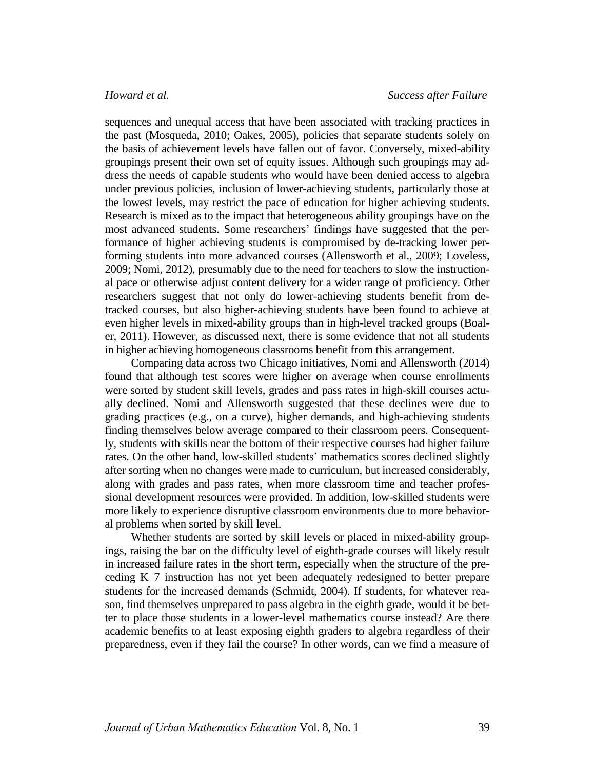sequences and unequal access that have been associated with tracking practices in the past (Mosqueda, 2010; Oakes, 2005), policies that separate students solely on the basis of achievement levels have fallen out of favor. Conversely, mixed-ability groupings present their own set of equity issues. Although such groupings may address the needs of capable students who would have been denied access to algebra under previous policies, inclusion of lower-achieving students, particularly those at the lowest levels, may restrict the pace of education for higher achieving students. Research is mixed as to the impact that heterogeneous ability groupings have on the most advanced students. Some researchers' findings have suggested that the performance of higher achieving students is compromised by de-tracking lower performing students into more advanced courses (Allensworth et al., 2009; Loveless, 2009; Nomi, 2012), presumably due to the need for teachers to slow the instructional pace or otherwise adjust content delivery for a wider range of proficiency. Other researchers suggest that not only do lower-achieving students benefit from de-tracked courses, but also higher-achieving students have been found to achieve at even higher levels in mixed-ability groups than in high-level tracked groups (Boaler, 2011). However, as discussed next, there is some evidence that not all students in higher achieving homogeneous classrooms benefit from this arrangement.

Comparing data across two Chicago initiatives, Nomi and Allensworth (2014) found that although test scores were higher on average when course enrollments were sorted by student skill levels, grades and pass rates in high-skill courses actually declined. Nomi and Allensworth suggested that these declines were due to grading practices (e.g., on a curve), higher demands, and high-achieving students finding themselves below average compared to their classroom peers. Consequently, students with skills near the bottom of their respective courses had higher failure rates. On the other hand, low-skilled students' mathematics scores declined slightly after sorting when no changes were made to curriculum, but increased considerably, along with grades and pass rates, when more classroom time and teacher professional development resources were provided. In addition, low-skilled students were more likely to experience disruptive classroom environments due to more behavioral problems when sorted by skill level.

Whether students are sorted by skill levels or placed in mixed-ability groupings, raising the bar on the difficulty level of eighth-grade courses will likely result in increased failure rates in the short term, especially when the structure of the preceding K–7 instruction has not yet been adequately redesigned to better prepare students for the increased demands (Schmidt, 2004). If students, for whatever reason, find themselves unprepared to pass algebra in the eighth grade, would it be better to place those students in a lower-level mathematics course instead? Are there academic benefits to at least exposing eighth graders to algebra regardless of their preparedness, even if they fail the course? In other words, can we find a measure of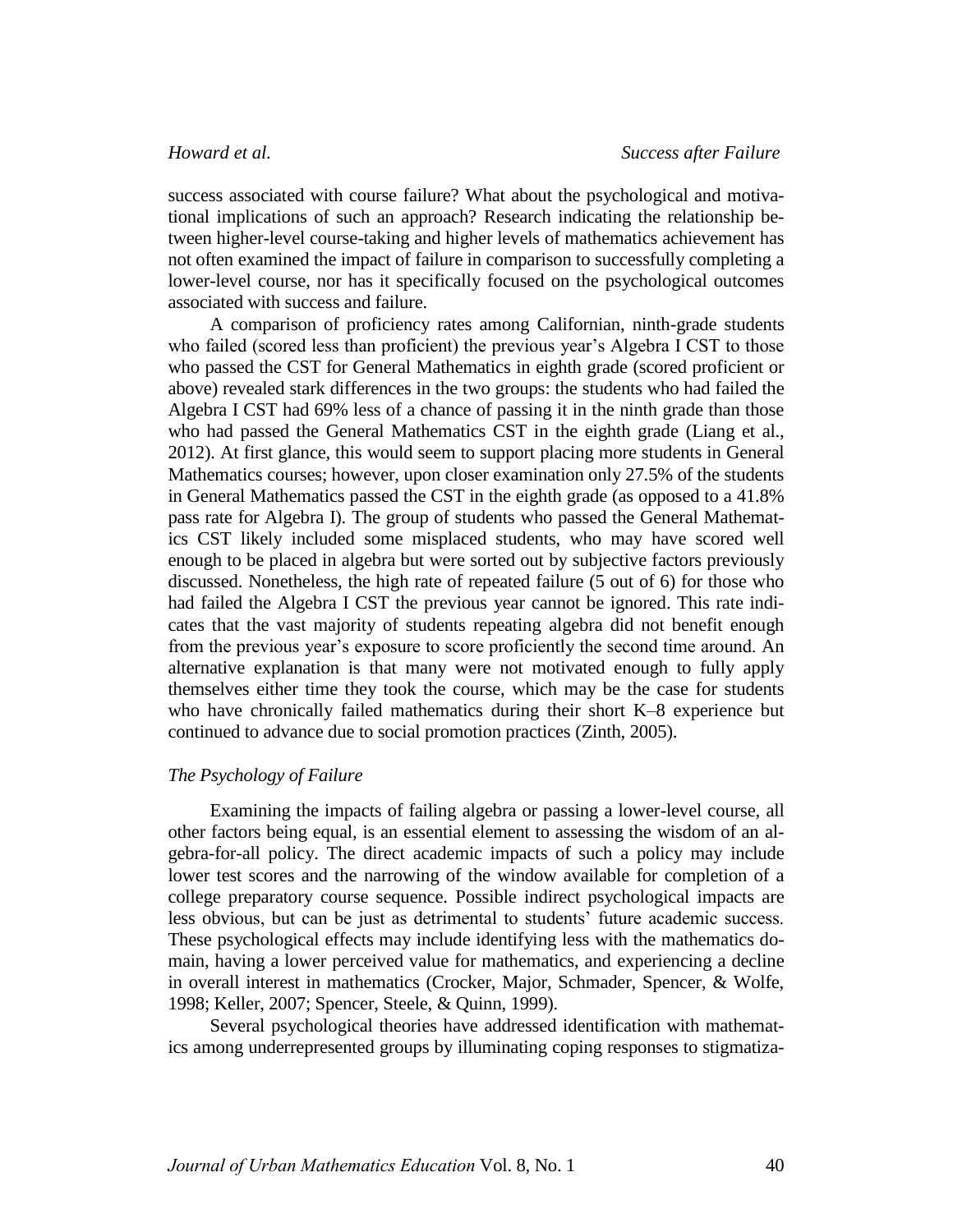success associated with course failure? What about the psychological and motivational implications of such an approach? Research indicating the relationship between higher-level course-taking and higher levels of mathematics achievement has not often examined the impact of failure in comparison to successfully completing a lower-level course, nor has it specifically focused on the psychological outcomes associated with success and failure.

A comparison of proficiency rates among Californian, ninth-grade students who failed (scored less than proficient) the previous year's Algebra I CST to those who passed the CST for General Mathematics in eighth grade (scored proficient or above) revealed stark differences in the two groups: the students who had failed the Algebra I CST had 69% less of a chance of passing it in the ninth grade than those who had passed the General Mathematics CST in the eighth grade (Liang et al., 2012). At first glance, this would seem to support placing more students in General Mathematics courses; however, upon closer examination only 27.5% of the students in General Mathematics passed the CST in the eighth grade (as opposed to a 41.8% pass rate for Algebra I). The group of students who passed the General Mathematics CST likely included some misplaced students, who may have scored well enough to be placed in algebra but were sorted out by subjective factors previously discussed. Nonetheless, the high rate of repeated failure (5 out of 6) for those who had failed the Algebra I CST the previous year cannot be ignored. This rate indicates that the vast majority of students repeating algebra did not benefit enough from the previous year's exposure to score proficiently the second time around. An alternative explanation is that many were not motivated enough to fully apply themselves either time they took the course, which may be the case for students who have chronically failed mathematics during their short K–8 experience but continued to advance due to social promotion practices (Zinth, 2005).

*The Psychology of Failure*

Examining the impacts of failing algebra or passing a lower-level course, all other factors being equal, is an essential element to assessing the wisdom of an algebra-for-all policy. The direct academic impacts of such a policy may include lower test scores and the narrowing of the window available for completion of a college preparatory course sequence. Possible indirect psychological impacts are less obvious, but can be just as detrimental to students' future academic success. These psychological effects may include identifying less with the mathematics domain, having a lower perceived value for mathematics, and experiencing a decline in overall interest in mathematics (Crocker, Major, Schmader, Spencer, & Wolfe, 1998; Keller, 2007; Spencer, Steele, & Quinn, 1999).

Several psychological theories have addressed identification with mathematics among underrepresented groups by illuminating coping responses to stigmatiza-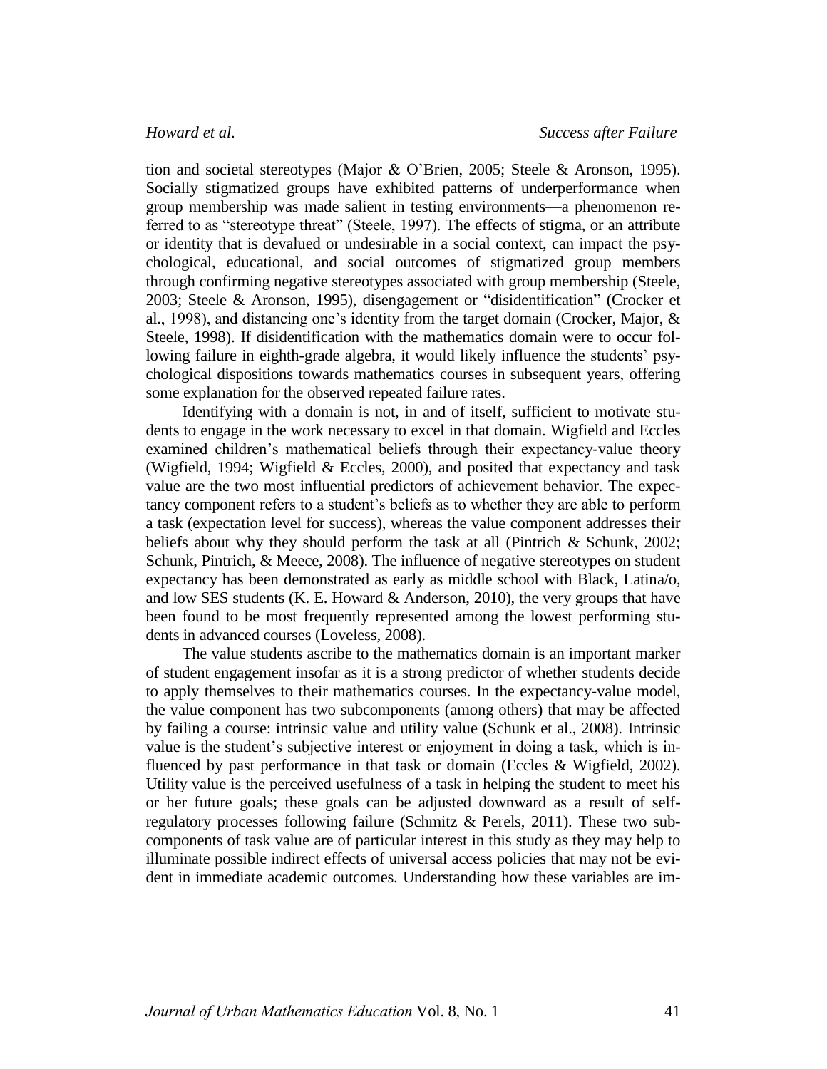tion and societal stereotypes (Major & O'Brien, 2005; Steele & Aronson, 1995). Socially stigmatized groups have exhibited patterns of underperformance when group membership was made salient in testing environments—a phenomenon referred to as "stereotype threat" (Steele, 1997). The effects of stigma, or an attribute or identity that is devalued or undesirable in a social context, can impact the psychological, educational, and social outcomes of stigmatized group members through confirming negative stereotypes associated with group membership (Steele, 2003; Steele & Aronson, 1995), disengagement or "disidentification" (Crocker et al., 1998), and distancing one's identity from the target domain (Crocker, Major, & Steele, 1998). If disidentification with the mathematics domain were to occur following failure in eighth-grade algebra, it would likely influence the students' psychological dispositions towards mathematics courses in subsequent years, offering some explanation for the observed repeated failure rates.

Identifying with a domain is not, in and of itself, sufficient to motivate students to engage in the work necessary to excel in that domain. Wigfield and Eccles examined children's mathematical beliefs through their expectancy-value theory (Wigfield, 1994; Wigfield & Eccles, 2000), and posited that expectancy and task value are the two most influential predictors of achievement behavior. The expectancy component refers to a student's beliefs as to whether they are able to perform a task (expectation level for success), whereas the value component addresses their beliefs about why they should perform the task at all (Pintrich & Schunk, 2002; Schunk, Pintrich, & Meece, 2008). The influence of negative stereotypes on student expectancy has been demonstrated as early as middle school with Black, Latina/o, and low SES students (K. E. Howard & Anderson, 2010), the very groups that have been found to be most frequently represented among the lowest performing students in advanced courses (Loveless, 2008).

The value students ascribe to the mathematics domain is an important marker of student engagement insofar as it is a strong predictor of whether students decide to apply themselves to their mathematics courses. In the expectancy-value model, the value component has two subcomponents (among others) that may be affected by failing a course: intrinsic value and utility value (Schunk et al., 2008). Intrinsic value is the student's subjective interest or enjoyment in doing a task, which is influenced by past performance in that task or domain (Eccles & Wigfield, 2002). Utility value is the perceived usefulness of a task in helping the student to meet his or her future goals; these goals can be adjusted downward as a result of self-regulatory processes following failure (Schmitz & Perels, 2011). These two subcomponents of task value are of particular interest in this study as they may help to illuminate possible indirect effects of universal access policies that may not be evident in immediate academic outcomes. Understanding how these variables are im-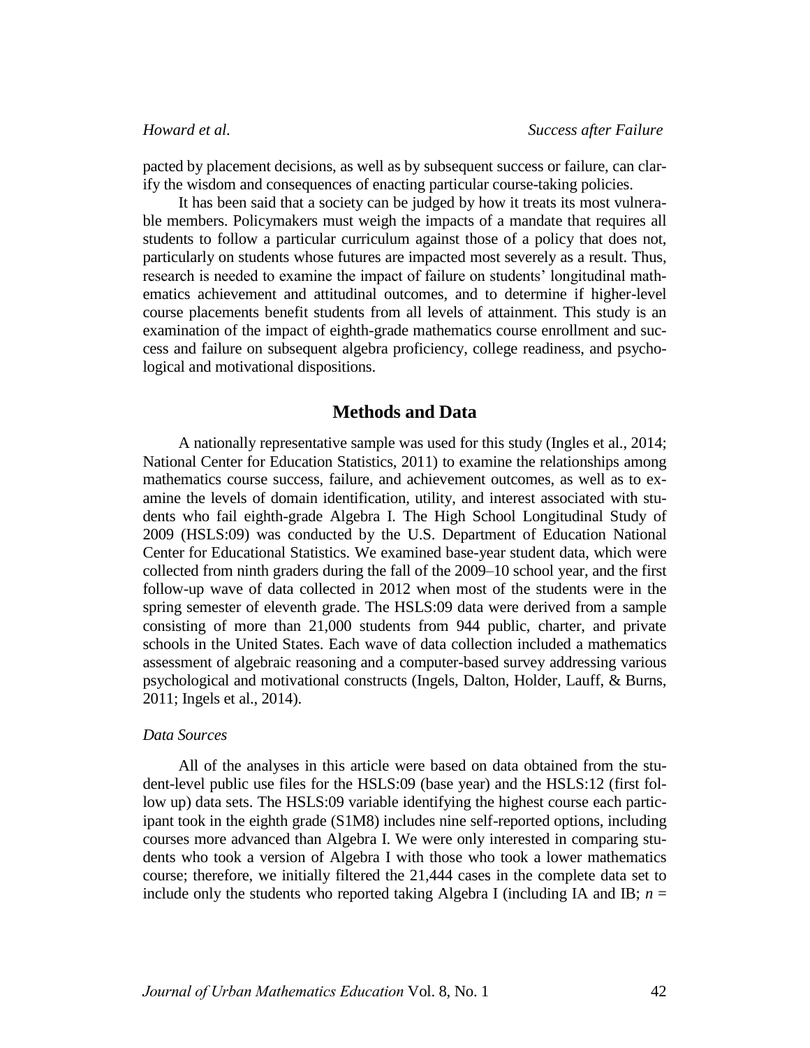pacted by placement decisions, as well as by subsequent success or failure, can clarify the wisdom and consequences of enacting particular course-taking policies.

It has been said that a society can be judged by how it treats its most vulnerable members. Policymakers must weigh the impacts of a mandate that requires all students to follow a particular curriculum against those of a policy that does not, particularly on students whose futures are impacted most severely as a result. Thus, research is needed to examine the impact of failure on students' longitudinal mathematics achievement and attitudinal outcomes, and to determine if higher-level course placements benefit students from all levels of attainment. This study is an examination of the impact of eighth-grade mathematics course enrollment and success and failure on subsequent algebra proficiency, college readiness, and psychological and motivational dispositions.

## Methods and Data

A nationally representative sample was used for this study (Ingles et al., 2014; National Center for Education Statistics, 2011) to examine the relationships among mathematics course success, failure, and achievement outcomes, as well as to examine the levels of domain identification, utility, and interest associated with students who fail eighth-grade Algebra I. The High School Longitudinal Study of 2009 (HSLS:09) was conducted by the U.S. Department of Education National Center for Educational Statistics. We examined base-year student data, which were collected from ninth graders during the fall of the 2009–10 school year, and the first follow-up wave of data collected in 2012 when most of the students were in the spring semester of eleventh grade. The HSLS:09 data were derived from a sample consisting of more than 21,000 students from 944 public, charter, and private schools in the United States. Each wave of data collection included a mathematics assessment of algebraic reasoning and a computer-based survey addressing various psychological and motivational constructs (Ingels, Dalton, Holder, Lauff, & Burns, 2011; Ingels et al., 2014).

### *Data Sources*

All of the analyses in this article were based on data obtained from the student-level public use files for the HSLS:09 (base year) and the HSLS:12 (first follow up) data sets. The HSLS:09 variable identifying the highest course each participant took in the eighth grade (S1M8) includes nine self-reported options, including courses more advanced than Algebra I. We were only interested in comparing students who took a version of Algebra I with those who took a lower mathematics course; therefore, we initially filtered the 21,444 cases in the complete data set to include only the students who reported taking Algebra I (including IA and IB; $n =$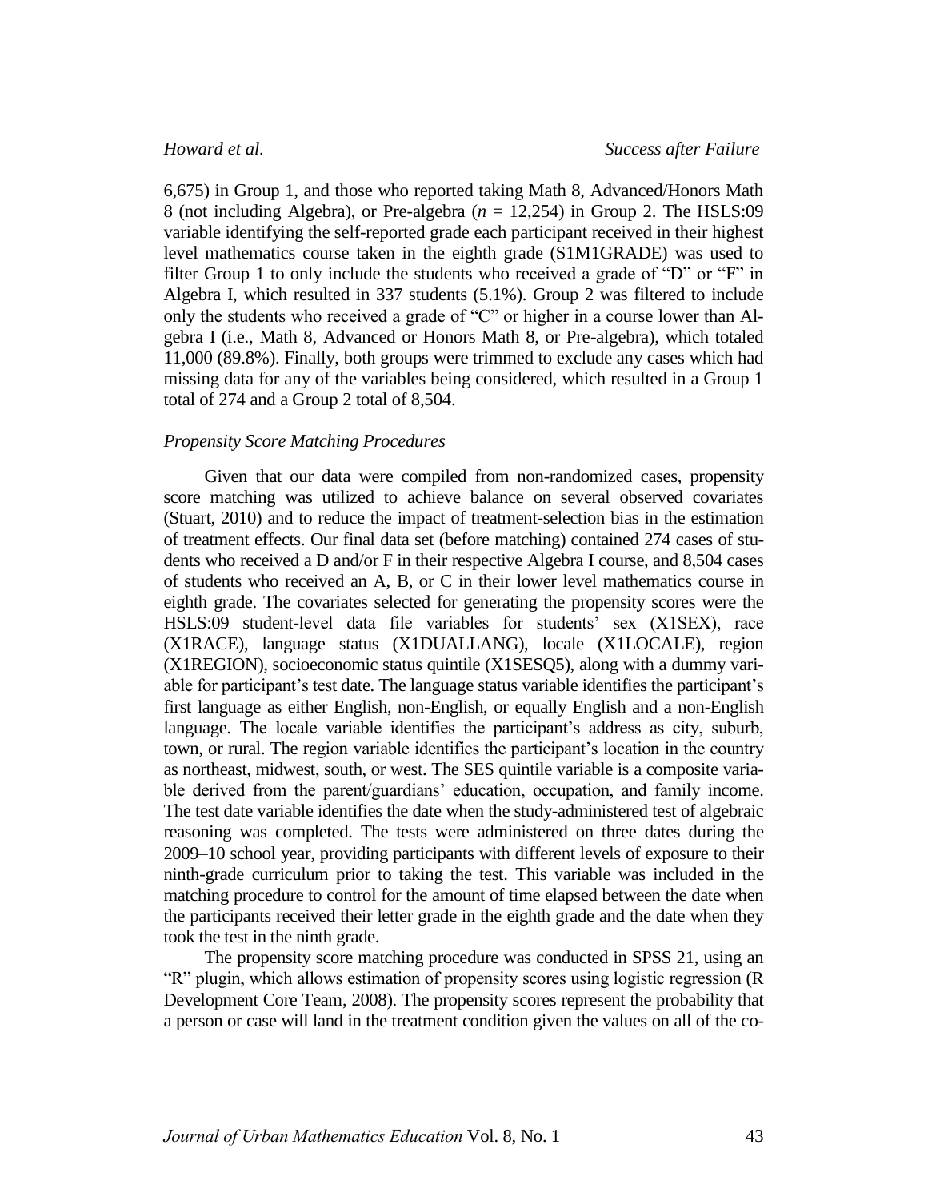6,675) in Group 1, and those who reported taking Math 8, Advanced/Honors Math 8 (not including Algebra), or Pre-algebra ($n$ = 12,254) in Group 2. The HSLS:09 variable identifying the self-reported grade each participant received in their highest level mathematics course taken in the eighth grade (S1M1GRADE) was used to filter Group 1 to only include the students who received a grade of "D" or "F" in Algebra I, which resulted in 337 students (5.1%). Group 2 was filtered to include only the students who received a grade of "C" or higher in a course lower than Algebra I (i.e., Math 8, Advanced or Honors Math 8, or Pre-algebra), which totaled 11,000 (89.8%). Finally, both groups were trimmed to exclude any cases which had missing data for any of the variables being considered, which resulted in a Group 1 total of 274 and a Group 2 total of 8,504.

### *Propensity Score Matching Procedures*

Given that our data were compiled from non-randomized cases, propensity score matching was utilized to achieve balance on several observed covariates (Stuart, 2010) and to reduce the impact of treatment-selection bias in the estimation of treatment effects. Our final data set (before matching) contained 274 cases of students who received a D and/or F in their respective Algebra I course, and 8,504 cases of students who received an A, B, or C in their lower level mathematics course in eighth grade. The covariates selected for generating the propensity scores were the HSLS:09 student-level data file variables for students' sex (X1SEX), race (X1RACE), language status (X1DUALLANG), locale (X1LOCALE), region (X1REGION), socioeconomic status quintile (X1SESQ5), along with a dummy variable for participant's test date. The language status variable identifies the participant's first language as either English, non-English, or equally English and a non-English language. The locale variable identifies the participant's address as city, suburb, town, or rural. The region variable identifies the participant's location in the country as northeast, midwest, south, or west. The SES quintile variable is a composite variable derived from the parent/guardians' education, occupation, and family income. The test date variable identifies the date when the study-administered test of algebraic reasoning was completed. The tests were administered on three dates during the 2009–10 school year, providing participants with different levels of exposure to their ninth-grade curriculum prior to taking the test. This variable was included in the matching procedure to control for the amount of time elapsed between the date when the participants received their letter grade in the eighth grade and the date when they took the test in the ninth grade.

The propensity score matching procedure was conducted in SPSS 21, using an "R" plugin, which allows estimation of propensity scores using logistic regression (R Development Core Team, 2008). The propensity scores represent the probability that a person or case will land in the treatment condition given the values on all of the co-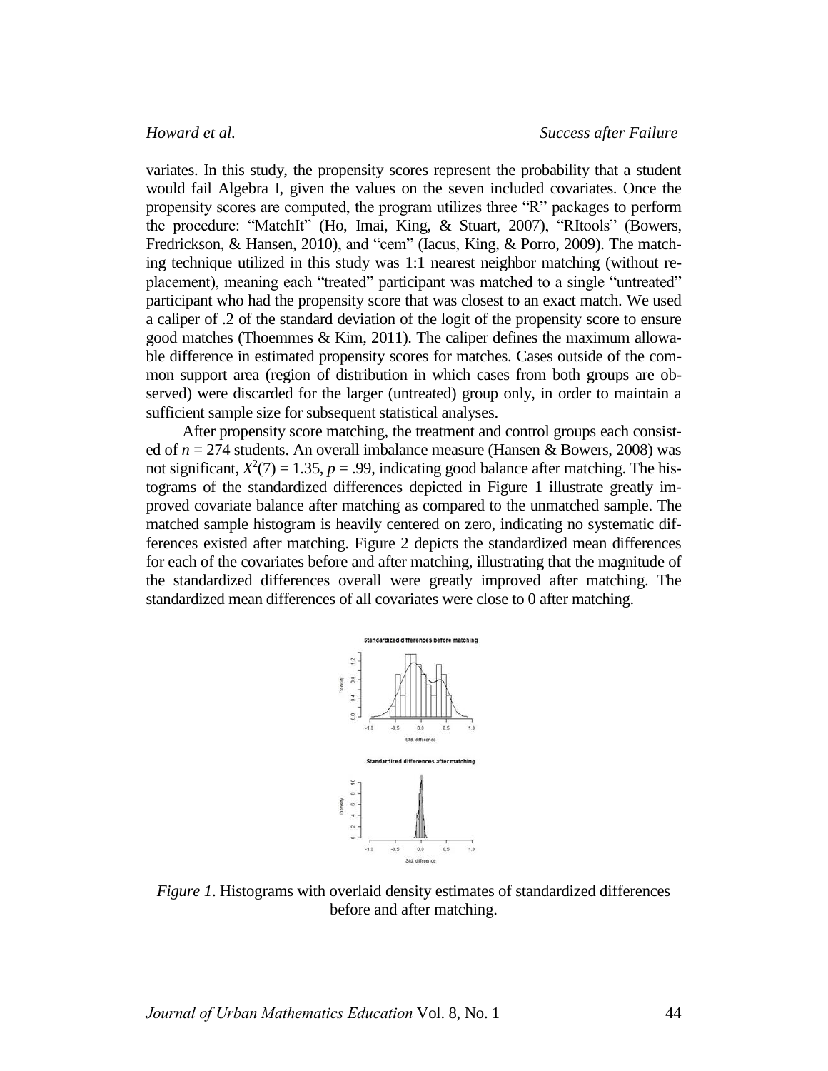variates. In this study, the propensity scores represent the probability that a student would fail Algebra I, given the values on the seven included covariates. Once the propensity scores are computed, the program utilizes three "R" packages to perform the procedure: "MatchIt" (Ho, Imai, King, & Stuart, 2007), "RItools" (Bowers, Fredrickson, & Hansen, 2010), and "cem" (Iacus, King, & Porro, 2009). The matching technique utilized in this study was 1:1 nearest neighbor matching (without replacement), meaning each "treated" participant was matched to a single "untreated" participant who had the propensity score that was closest to an exact match. We used a caliper of .2 of the standard deviation of the logit of the propensity score to ensure good matches (Thoemmes & Kim, 2011). The caliper defines the maximum allowable difference in estimated propensity scores for matches. Cases outside of the common support area (region of distribution in which cases from both groups are observed) were discarded for the larger (untreated) group only, in order to maintain a sufficient sample size for subsequent statistical analyses.

After propensity score matching, the treatment and control groups each consisted of $n = 274$ students. An overall imbalance measure (Hansen & Bowers, 2008) was not significant, $X^2(7) = 1.35$, $p = .99$, indicating good balance after matching. The histograms of the standardized differences depicted in Figure 1 illustrate greatly improved covariate balance after matching as compared to the unmatched sample. The matched sample histogram is heavily centered on zero, indicating no systematic differences existed after matching. Figure 2 depicts the standardized mean differences for each of the covariates before and after matching, illustrating that the magnitude of the standardized differences overall were greatly improved after matching. The standardized mean differences of all covariates were close to 0 after matching.

*Figure 1*. Histograms with overlaid density estimates of standardized differences before and after matching.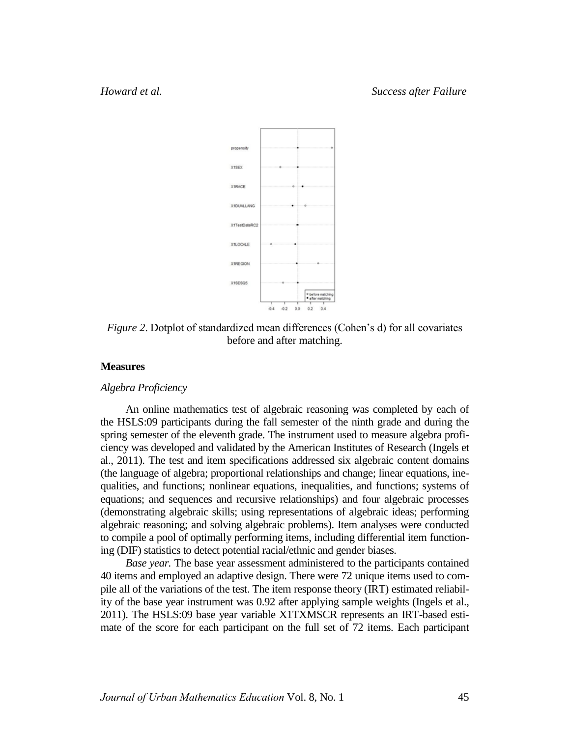*Figure 2*. Dotplot of standardized mean differences (Cohen's d) for all covariates before and after matching.

### Measures

#### *Algebra Proficiency*

An online mathematics test of algebraic reasoning was completed by each of the HSLS:09 participants during the fall semester of the ninth grade and during the spring semester of the eleventh grade. The instrument used to measure algebra proficiency was developed and validated by the American Institutes of Research (Ingels et al., 2011). The test and item specifications addressed six algebraic content domains (the language of algebra; proportional relationships and change; linear equations, inequalities, and functions; nonlinear equations, inequalities, and functions; systems of equations; and sequences and recursive relationships) and four algebraic processes (demonstrating algebraic skills; using representations of algebraic ideas; performing algebraic reasoning; and solving algebraic problems). Item analyses were conducted to compile a pool of optimally performing items, including differential item functioning (DIF) statistics to detect potential racial/ethnic and gender biases.

*Base year.* The base year assessment administered to the participants contained 40 items and employed an adaptive design. There were 72 unique items used to compile all of the variations of the test. The item response theory (IRT) estimated reliability of the base year instrument was 0.92 after applying sample weights (Ingels et al., 2011). The HSLS:09 base year variable X1TXMSCR represents an IRT-based estimate of the score for each participant on the full set of 72 items. Each participant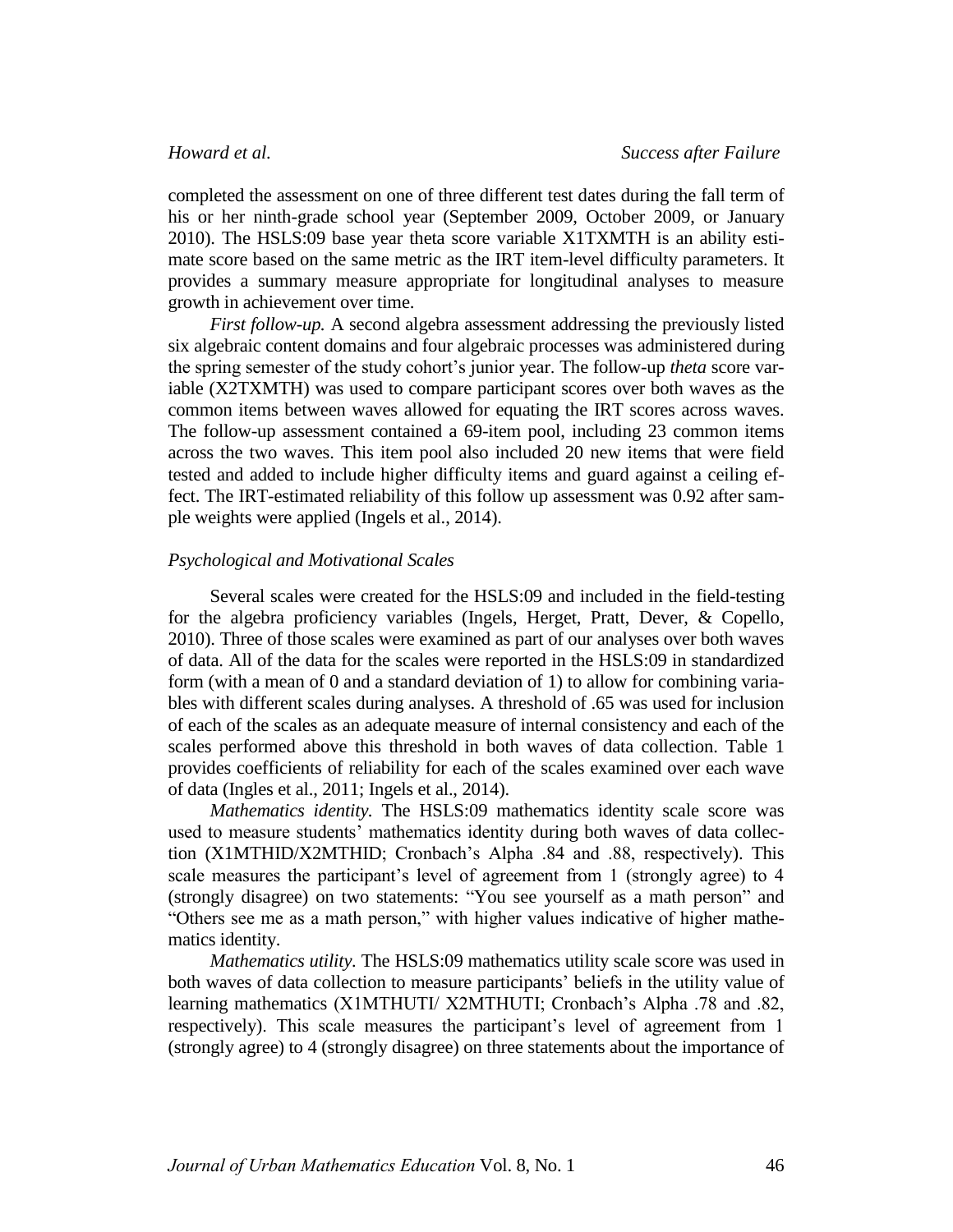completed the assessment on one of three different test dates during the fall term of his or her ninth-grade school year (September 2009, October 2009, or January 2010). The HSLS:09 base year theta score variable X1TXMTH is an ability estimate score based on the same metric as the IRT item-level difficulty parameters. It provides a summary measure appropriate for longitudinal analyses to measure growth in achievement over time.

*First follow-up.* A second algebra assessment addressing the previously listed six algebraic content domains and four algebraic processes was administered during the spring semester of the study cohort's junior year. The follow-up *theta* score variable (X2TXMTH) was used to compare participant scores over both waves as the common items between waves allowed for equating the IRT scores across waves. The follow-up assessment contained a 69-item pool, including 23 common items across the two waves. This item pool also included 20 new items that were field tested and added to include higher difficulty items and guard against a ceiling effect. The IRT-estimated reliability of this follow up assessment was 0.92 after sample weights were applied (Ingels et al., 2014).

### *Psychological and Motivational Scales*

Several scales were created for the HSLS:09 and included in the field-testing for the algebra proficiency variables (Ingels, Herget, Pratt, Dever, & Copello, 2010). Three of those scales were examined as part of our analyses over both waves of data. All of the data for the scales were reported in the HSLS:09 in standardized form (with a mean of 0 and a standard deviation of 1) to allow for combining variables with different scales during analyses. A threshold of .65 was used for inclusion of each of the scales as an adequate measure of internal consistency and each of the scales performed above this threshold in both waves of data collection. Table 1 provides coefficients of reliability for each of the scales examined over each wave of data (Ingles et al., 2011; Ingels et al., 2014).

*Mathematics identity.* The HSLS:09 mathematics identity scale score was used to measure students' mathematics identity during both waves of data collection (X1MTHID/X2MTHID; Cronbach's Alpha .84 and .88, respectively). This scale measures the participant's level of agreement from 1 (strongly agree) to 4 (strongly disagree) on two statements: "You see yourself as a math person" and "Others see me as a math person," with higher values indicative of higher mathematics identity.

*Mathematics utility*. The HSLS:09 mathematics utility scale score was used in both waves of data collection to measure participants' beliefs in the utility value of learning mathematics (X1MTHUTI/ X2MTHUTI; Cronbach's Alpha .78 and .82, respectively). This scale measures the participant's level of agreement from 1 (strongly agree) to 4 (strongly disagree) on three statements about the importance of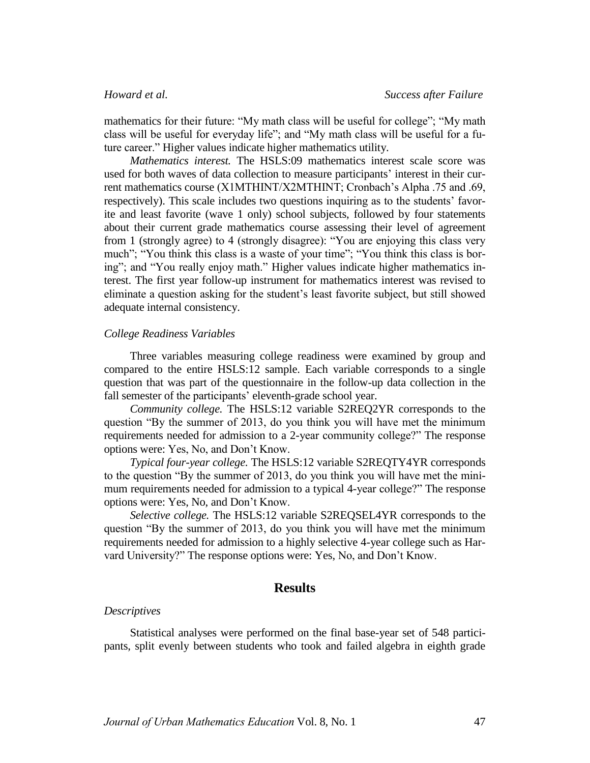mathematics for their future: “My math class will be useful for college”; “My math class will be useful for everyday life”; and “My math class will be useful for a future career.” Higher values indicate higher mathematics utility.

*Mathematics interest.* The HSLS:09 mathematics interest scale score was used for both waves of data collection to measure participants' interest in their current mathematics course (X1MTHINT/X2MTHINT; Cronbach's Alpha .75 and .69, respectively). This scale includes two questions inquiring as to the students' favorite and least favorite (wave 1 only) school subjects, followed by four statements about their current grade mathematics course assessing their level of agreement from 1 (strongly agree) to 4 (strongly disagree): “You are enjoying this class very much”; “You think this class is a waste of your time”; “You think this class is boring”; and “You really enjoy math.” Higher values indicate higher mathematics interest. The first year follow-up instrument for mathematics interest was revised to eliminate a question asking for the student's least favorite subject, but still showed adequate internal consistency.

### *College Readiness Variables*

Three variables measuring college readiness were examined by group and compared to the entire HSLS:12 sample. Each variable corresponds to a single question that was part of the questionnaire in the follow-up data collection in the fall semester of the participants' eleventh-grade school year.

*Community college.* The HSLS:12 variable S2REQ2YR corresponds to the question “By the summer of 2013, do you think you will have met the minimum requirements needed for admission to a 2-year community college?” The response options were: Yes, No, and Don't Know.

*Typical four-year college.* The HSLS:12 variable S2REQTY4YR corresponds to the question “By the summer of 2013, do you think you will have met the minimum requirements needed for admission to a typical 4-year college?” The response options were: Yes, No, and Don't Know.

*Selective college.* The HSLS:12 variable S2REQSEL4YR corresponds to the question “By the summer of 2013, do you think you will have met the minimum requirements needed for admission to a highly selective 4-year college such as Harvard University?” The response options were: Yes, No, and Don't Know.

## Results

### *Descriptives*

Statistical analyses were performed on the final base-year set of 548 participants, split evenly between students who took and failed algebra in eighth grade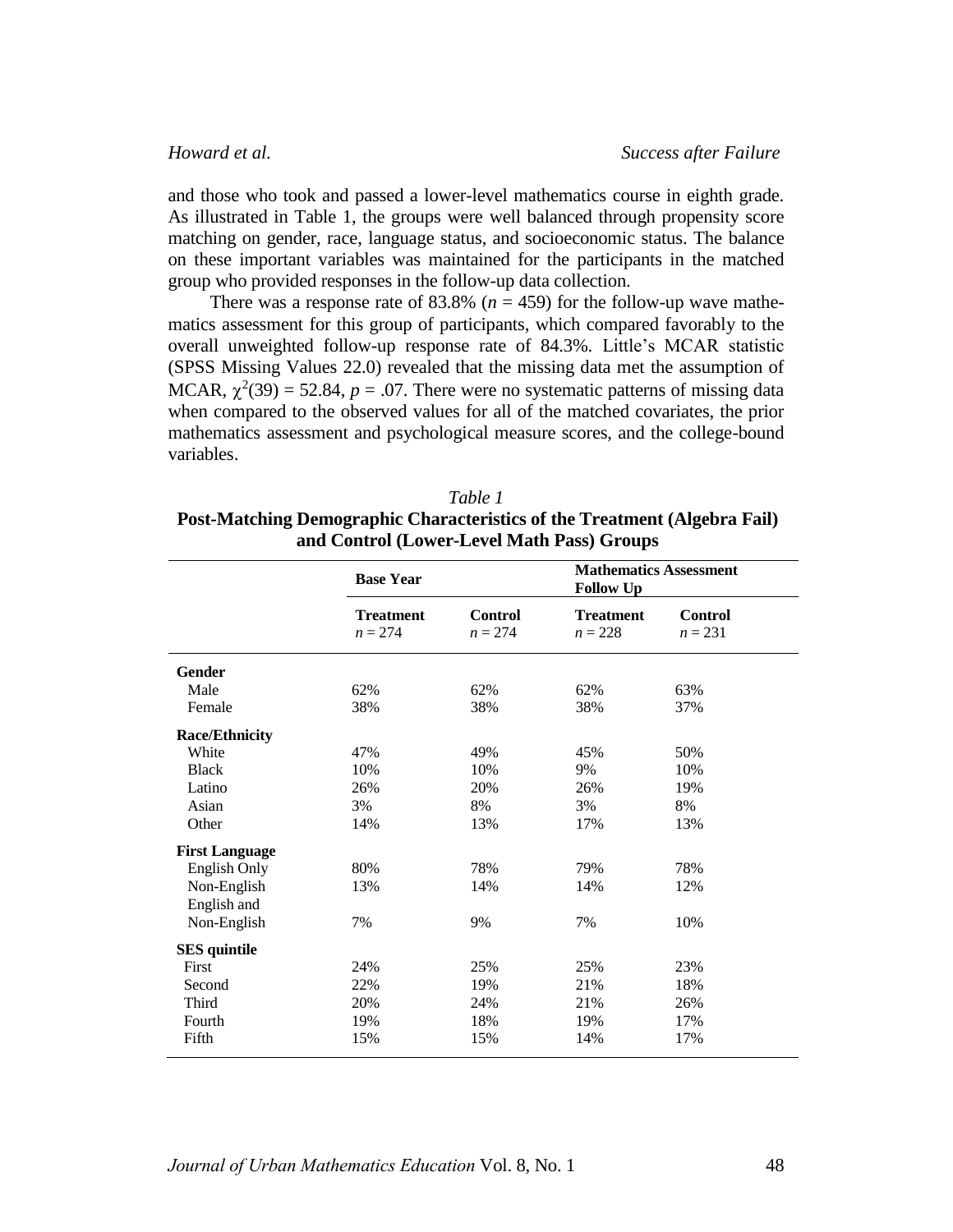and those who took and passed a lower-level mathematics course in eighth grade. As illustrated in Table 1, the groups were well balanced through propensity score matching on gender, race, language status, and socioeconomic status. The balance on these important variables was maintained for the participants in the matched group who provided responses in the follow-up data collection.

There was a response rate of 83.8% ($n$ = 459) for the follow-up wave mathematics assessment for this group of participants, which compared favorably to the overall unweighted follow-up response rate of 84.3%. Little's MCAR statistic (SPSS Missing Values 22.0) revealed that the missing data met the assumption of MCAR, $\chi^2(39) = 52.84$, $p = .07$. There were no systematic patterns of missing data when compared to the observed values for all of the matched covariates, the prior mathematics assessment and psychological measure scores, and the college-bound variables.

*Table 1*

**Post-Matching Demographic Characteristics of the Treatment (Algebra Fail) and Control (Lower-Level Math Pass) Groups**

| | **Base Year** | | **Mathematics Assessment Follow Up** | |
|---|---|---|---|---|
| | **Treatment** $n$ = 274 | **Control** $n$ = 274 | **Treatment** $n$ = 228 | **Control** $n$ = 231 |
| **Gender** | | | | |
| Male | 62% | 62% | 62% | 63% |
| Female | 38% | 38% | 38% | 37% |
| **Race/Ethnicity** | | | | |
| White | 47% | 49% | 45% | 50% |
| Black | 10% | 10% | 9% | 10% |
| Latino | 26% | 20% | 26% | 19% |
| Asian | 3% | 8% | 3% | 8% |
| Other | 14% | 13% | 17% | 13% |
| **First Language** | | | | |
| English Only | 80% | 78% | 79% | 78% |
| Non-English | 13% | 14% | 14% | 12% |
| English and Non-English | 7% | 9% | 7% | 10% |
| **SES quintile** | | | | |
| First | 24% | 25% | 25% | 23% |
| Second | 22% | 19% | 21% | 18% |
| Third | 20% | 24% | 21% | 26% |
| Fourth | 19% | 18% | 19% | 17% |
| Fifth | 15% | 15% | 14% | 17% |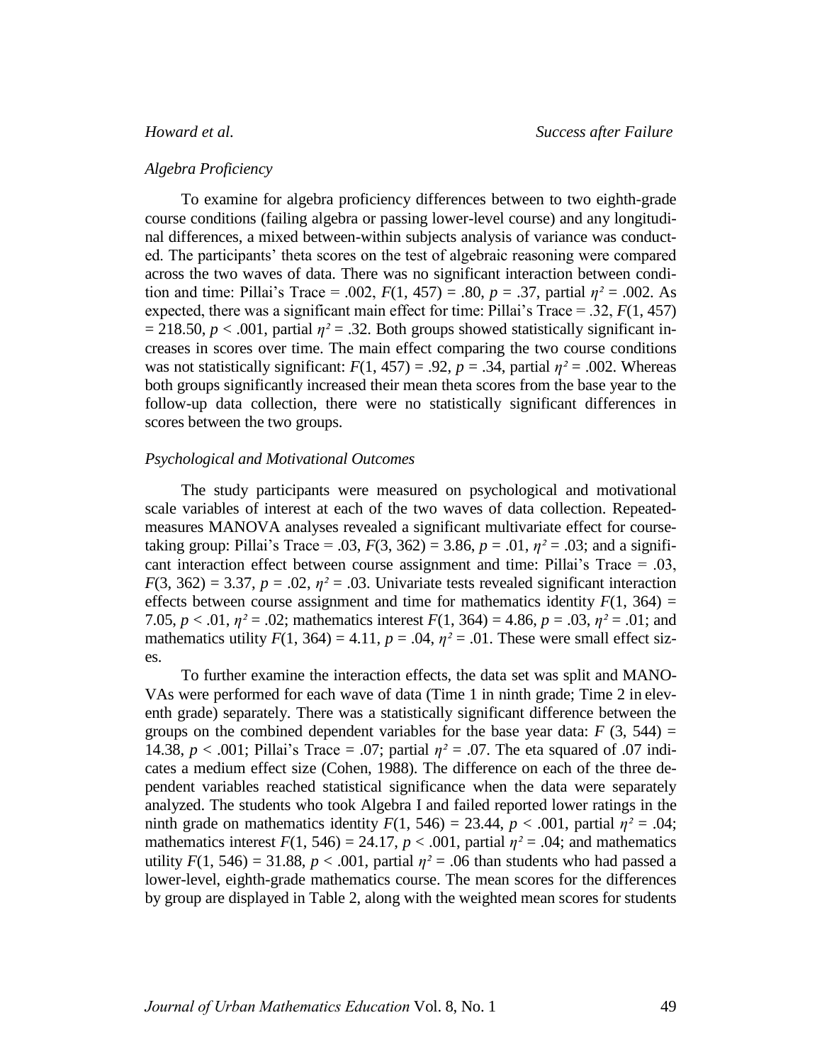### *Algebra Proficiency*

To examine for algebra proficiency differences between to two eighth-grade course conditions (failing algebra or passing lower-level course) and any longitudinal differences, a mixed between-within subjects analysis of variance was conducted. The participants' theta scores on the test of algebraic reasoning were compared across the two waves of data. There was no significant interaction between condition and time: Pillai's Trace = .002, $F(1, 457) = .80$, $p = .37$, partial $\eta^2 = .002$. As expected, there was a significant main effect for time: Pillai's Trace = .32, $F(1, 457) = 218.50$, $p < .001$, partial $\eta^2 = .32$. Both groups showed statistically significant increases in scores over time. The main effect comparing the two course conditions was not statistically significant: $F(1, 457) = .92$, $p = .34$, partial $\eta^2 = .002$. Whereas both groups significantly increased their mean theta scores from the base year to the follow-up data collection, there were no statistically significant differences in scores between the two groups.

### *Psychological and Motivational Outcomes*

The study participants were measured on psychological and motivational scale variables of interest at each of the two waves of data collection. Repeated-measures MANOVA analyses revealed a significant multivariate effect for course-taking group: Pillai's Trace = .03, $F(3, 362) = 3.86$, $p = .01$, $\eta^2 = .03$; and a significant interaction effect between course assignment and time: Pillai's Trace = .03, $F(3, 362) = 3.37$, $p = .02$, $\eta^2 = .03$. Univariate tests revealed significant interaction effects between course assignment and time for mathematics identity $F(1, 364) = 7.05$, $p < .01$, $\eta^2 = .02$; mathematics interest $F(1, 364) = 4.86$, $p = .03$, $\eta^2 = .01$; and mathematics utility $F(1, 364) = 4.11$, $p = .04$, $\eta^2 = .01$. These were small effect sizes.

To further examine the interaction effects, the data set was split and MANOVAs were performed for each wave of data (Time 1 in ninth grade; Time 2 in eleventh grade) separately. There was a statistically significant difference between the groups on the combined dependent variables for the base year data: $F(3, 544) = 14.38$, $p < .001$; Pillai's Trace = .07; partial $\eta^2 = .07$. The eta squared of .07 indicates a medium effect size (Cohen, 1988). The difference on each of the three dependent variables reached statistical significance when the data were separately analyzed. The students who took Algebra I and failed reported lower ratings in the ninth grade on mathematics identity $F(1, 546) = 23.44$, $p < .001$, partial $\eta^2 = .04$; mathematics interest $F(1, 546) = 24.17$, $p < .001$, partial $\eta^2 = .04$; and mathematics utility $F(1, 546) = 31.88$, $p < .001$, partial $\eta^2 = .06$ than students who had passed a lower-level, eighth-grade mathematics course. The mean scores for the differences by group are displayed in Table 2, along with the weighted mean scores for students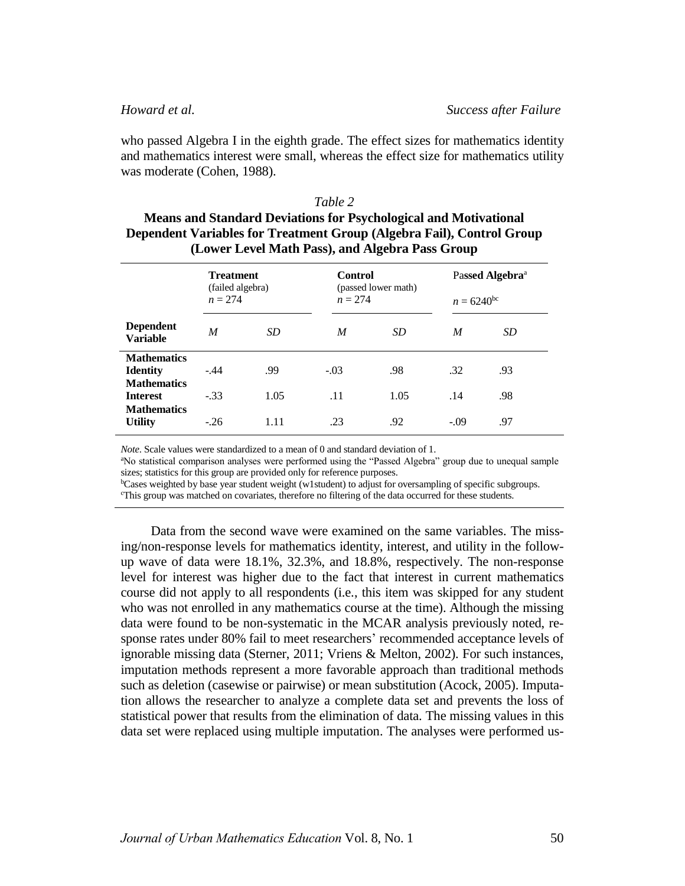who passed Algebra I in the eighth grade. The effect sizes for mathematics identity and mathematics interest were small, whereas the effect size for mathematics utility was moderate (Cohen, 1988).

*Table 2*

**Means and Standard Deviations for Psychological and Motivational Dependent Variables for Treatment Group (Algebra Fail), Control Group (Lower Level Math Pass), and Algebra Pass Group**

| | **Treatment** (failed algebra) $n = 274$ | | **Control** (passed lower math) $n = 274$ | | **Passed Algebra**[a] $n = 6240$[bc] | |
|---|---|---|---|---|---|---|
| **Dependent Variable** | *M* | *SD* | *M* | *SD* | *M* | *SD* |
| **Mathematics Identity** | -.44 | .99 | -.03 | .98 | .32 | .93 |
| **Mathematics Interest** | -.33 | 1.05 | .11 | 1.05 | .14 | .98 |
| **Mathematics Utility** | -.26 | 1.11 | .23 | .92 | -.09 | .97 |

*Note*. Scale values were standardized to a mean of 0 and standard deviation of 1.
[a]No statistical comparison analyses were performed using the "Passed Algebra" group due to unequal sample sizes; statistics for this group are provided only for reference purposes.
[b]Cases weighted by base year student weight (w1student) to adjust for oversampling of specific subgroups.
[c]This group was matched on covariates, therefore no filtering of the data occurred for these students.

Data from the second wave were examined on the same variables. The missing/non-response levels for mathematics identity, interest, and utility in the follow-up wave of data were 18.1%, 32.3%, and 18.8%, respectively. The non-response level for interest was higher due to the fact that interest in current mathematics course did not apply to all respondents (i.e., this item was skipped for any student who was not enrolled in any mathematics course at the time). Although the missing data were found to be non-systematic in the MCAR analysis previously noted, response rates under 80% fail to meet researchers' recommended acceptance levels of ignorable missing data (Sterner, 2011; Vriens & Melton, 2002). For such instances, imputation methods represent a more favorable approach than traditional methods such as deletion (casewise or pairwise) or mean substitution (Acock, 2005). Imputation allows the researcher to analyze a complete data set and prevents the loss of statistical power that results from the elimination of data. The missing values in this data set were replaced using multiple imputation. The analyses were performed us-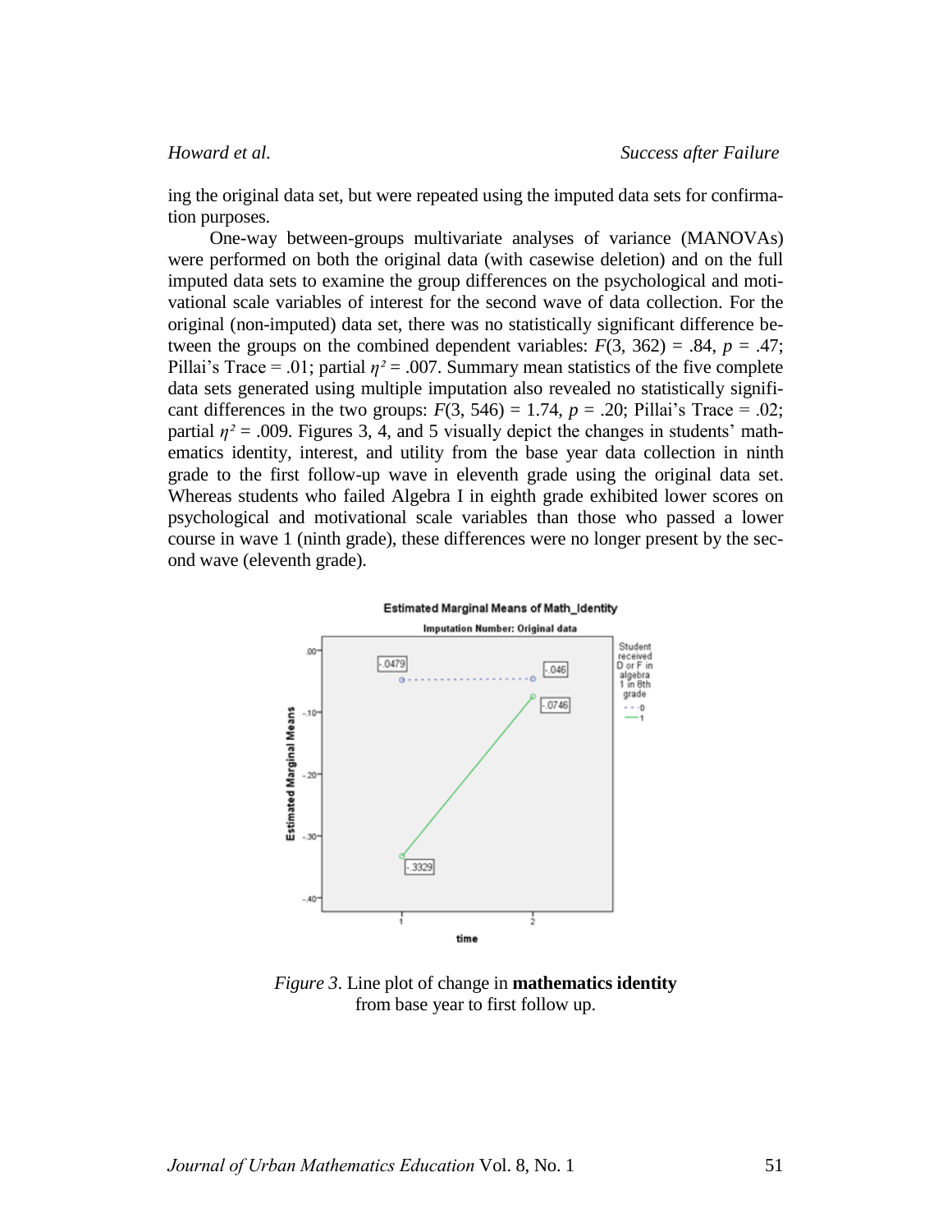ing the original data set, but were repeated using the imputed data sets for confirmation purposes.

One-way between-groups multivariate analyses of variance (MANOVAs) were performed on both the original data (with casewise deletion) and on the full imputed data sets to examine the group differences on the psychological and motivational scale variables of interest for the second wave of data collection. For the original (non-imputed) data set, there was no statistically significant difference between the groups on the combined dependent variables: $F(3, 362) = .84$, $p = .47$; Pillai's Trace = .01; partial $\eta^2 = .007$. Summary mean statistics of the five complete data sets generated using multiple imputation also revealed no statistically significant differences in the two groups: $F(3, 546) = 1.74$, $p = .20$; Pillai's Trace = .02; partial $\eta^2 = .009$. Figures 3, 4, and 5 visually depict the changes in students' mathematics identity, interest, and utility from the base year data collection in ninth grade to the first follow-up wave in eleventh grade using the original data set. Whereas students who failed Algebra I in eighth grade exhibited lower scores on psychological and motivational scale variables than those who passed a lower course in wave 1 (ninth grade), these differences were no longer present by the second wave (eleventh grade).

*Figure 3*. Line plot of change in **mathematics identity** from base year to first follow up.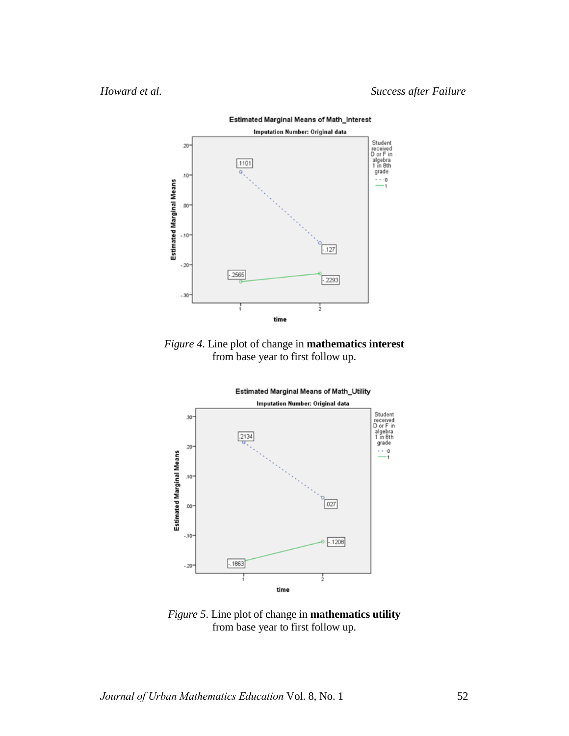*Figure 4*. Line plot of change in **mathematics interest** from base year to first follow up.

*Figure 5*. Line plot of change in **mathematics utility** from base year to first follow up.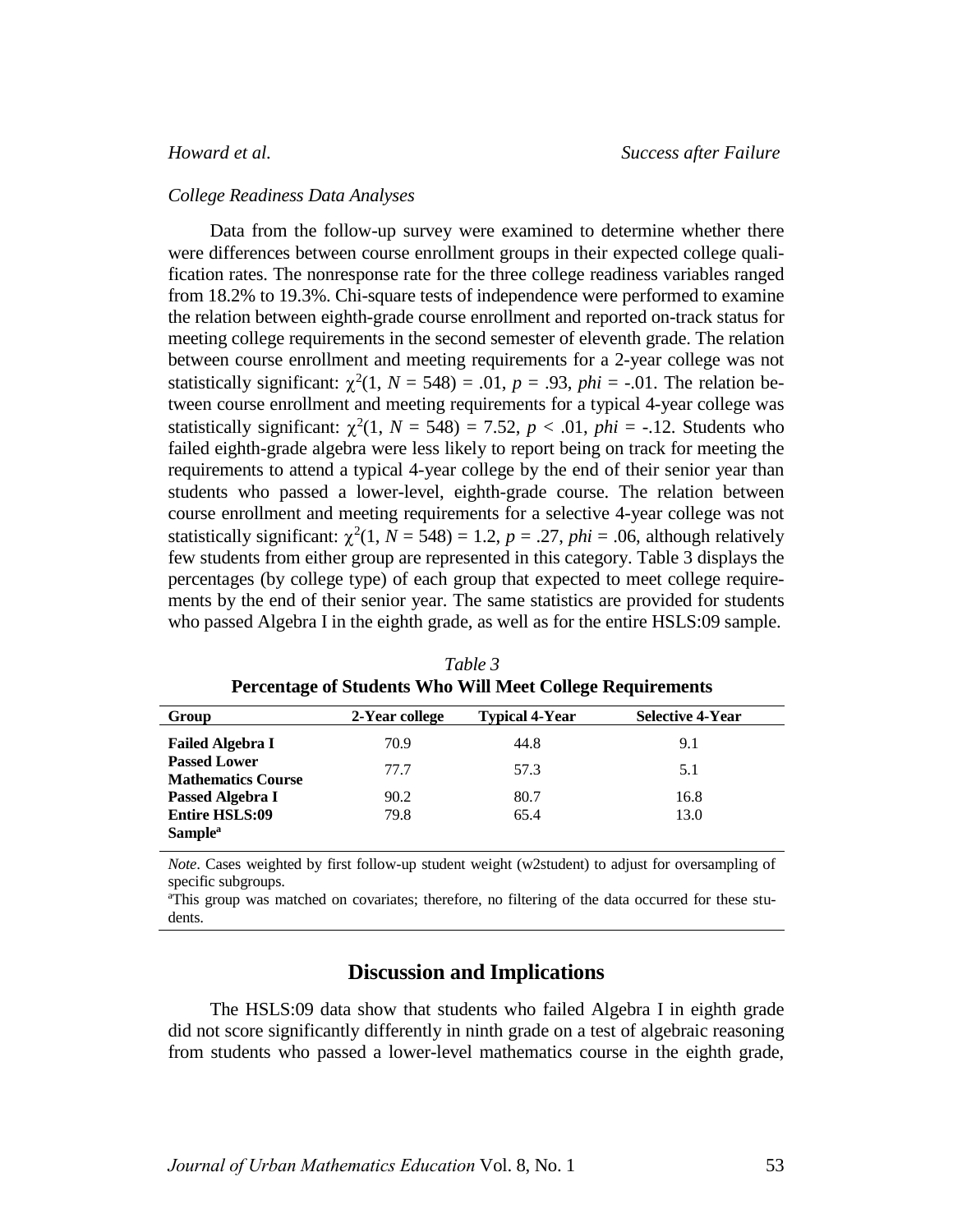*College Readiness Data Analyses*

Data from the follow-up survey were examined to determine whether there were differences between course enrollment groups in their expected college qualification rates. The nonresponse rate for the three college readiness variables ranged from 18.2% to 19.3%. Chi-square tests of independence were performed to examine the relation between eighth-grade course enrollment and reported on-track status for meeting college requirements in the second semester of eleventh grade. The relation between course enrollment and meeting requirements for a 2-year college was not statistically significant: $\chi^2(1, N = 548) = .01$, $p = .93$, $phi = -.01$. The relation between course enrollment and meeting requirements for a typical 4-year college was statistically significant: $\chi^2(1, N = 548) = 7.52$, $p < .01$, $phi = -.12$. Students who failed eighth-grade algebra were less likely to report being on track for meeting the requirements to attend a typical 4-year college by the end of their senior year than students who passed a lower-level, eighth-grade course. The relation between course enrollment and meeting requirements for a selective 4-year college was not statistically significant: $\chi^2(1, N = 548) = 1.2$, $p = .27$, $phi = .06$, although relatively few students from either group are represented in this category. Table 3 displays the percentages (by college type) of each group that expected to meet college requirements by the end of their senior year. The same statistics are provided for students who passed Algebra I in the eighth grade, as well as for the entire HSLS:09 sample.

*Table 3*

**Percentage of Students Who Will Meet College Requirements**

| Group | 2-Year college | Typical 4-Year | Selective 4-Year |
|---|---|---|---|
| **Failed Algebra I** | 70.9 | 44.8 | 9.1 |
| **Passed Lower Mathematics Course** | 77.7 | 57.3 | 5.1 |
| **Passed Algebra I** | 90.2 | 80.7 | 16.8 |
| **Entire HSLS:09 Sample**[a] | 79.8 | 65.4 | 13.0 |

*Note*. Cases weighted by first follow-up student weight (w2student) to adjust for oversampling of specific subgroups.

[a]This group was matched on covariates; therefore, no filtering of the data occurred for these students.

## Discussion and Implications

The HSLS:09 data show that students who failed Algebra I in eighth grade did not score significantly differently in ninth grade on a test of algebraic reasoning from students who passed a lower-level mathematics course in the eighth grade,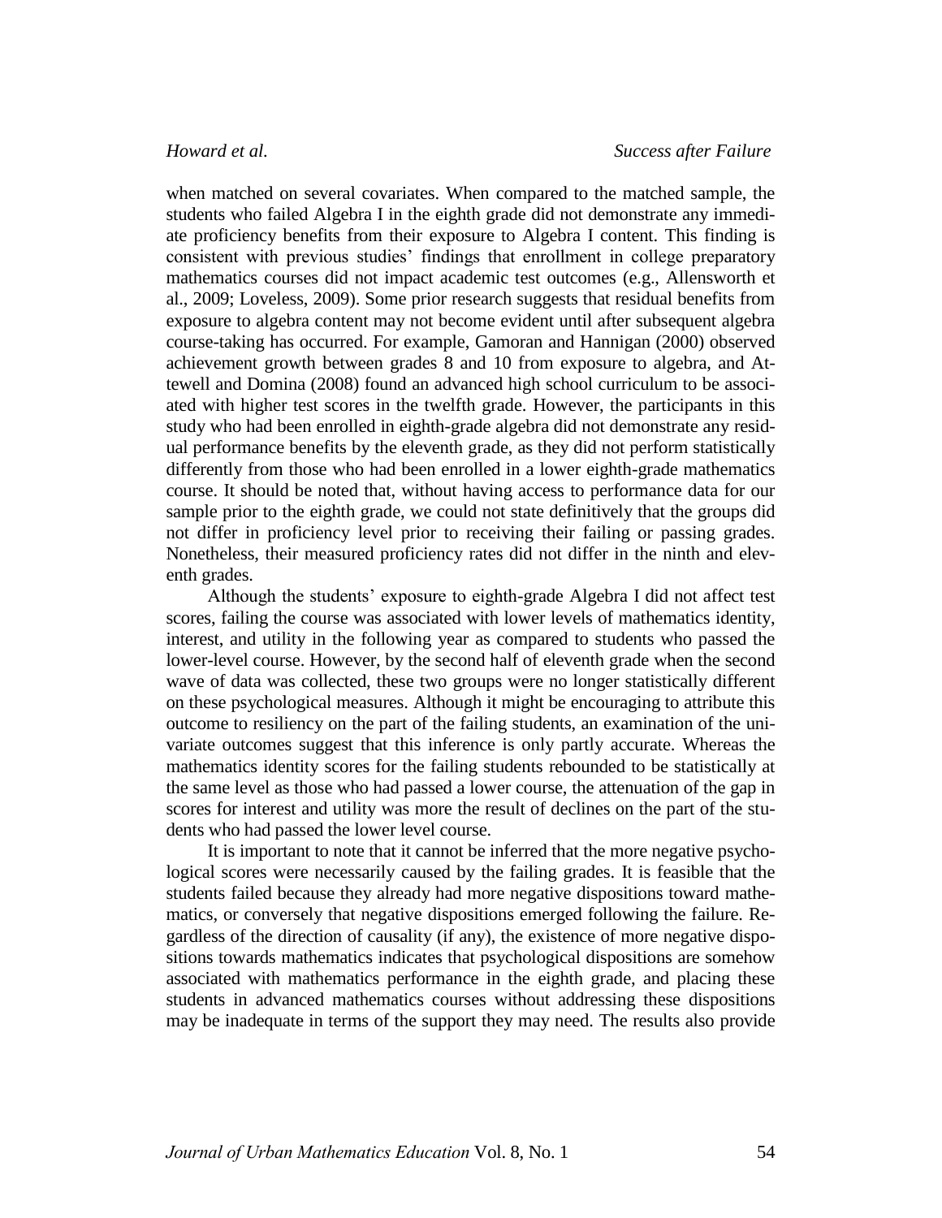when matched on several covariates. When compared to the matched sample, the students who failed Algebra I in the eighth grade did not demonstrate any immediate proficiency benefits from their exposure to Algebra I content. This finding is consistent with previous studies' findings that enrollment in college preparatory mathematics courses did not impact academic test outcomes (e.g., Allensworth et al., 2009; Loveless, 2009). Some prior research suggests that residual benefits from exposure to algebra content may not become evident until after subsequent algebra course-taking has occurred. For example, Gamoran and Hannigan (2000) observed achievement growth between grades 8 and 10 from exposure to algebra, and Attewell and Domina (2008) found an advanced high school curriculum to be associated with higher test scores in the twelfth grade. However, the participants in this study who had been enrolled in eighth-grade algebra did not demonstrate any residual performance benefits by the eleventh grade, as they did not perform statistically differently from those who had been enrolled in a lower eighth-grade mathematics course. It should be noted that, without having access to performance data for our sample prior to the eighth grade, we could not state definitively that the groups did not differ in proficiency level prior to receiving their failing or passing grades. Nonetheless, their measured proficiency rates did not differ in the ninth and eleventh grades.

Although the students' exposure to eighth-grade Algebra I did not affect test scores, failing the course was associated with lower levels of mathematics identity, interest, and utility in the following year as compared to students who passed the lower-level course. However, by the second half of eleventh grade when the second wave of data was collected, these two groups were no longer statistically different on these psychological measures. Although it might be encouraging to attribute this outcome to resiliency on the part of the failing students, an examination of the univariate outcomes suggest that this inference is only partly accurate. Whereas the mathematics identity scores for the failing students rebounded to be statistically at the same level as those who had passed a lower course, the attenuation of the gap in scores for interest and utility was more the result of declines on the part of the students who had passed the lower level course.

It is important to note that it cannot be inferred that the more negative psychological scores were necessarily caused by the failing grades. It is feasible that the students failed because they already had more negative dispositions toward mathematics, or conversely that negative dispositions emerged following the failure. Regardless of the direction of causality (if any), the existence of more negative dispositions towards mathematics indicates that psychological dispositions are somehow associated with mathematics performance in the eighth grade, and placing these students in advanced mathematics courses without addressing these dispositions may be inadequate in terms of the support they may need. The results also provide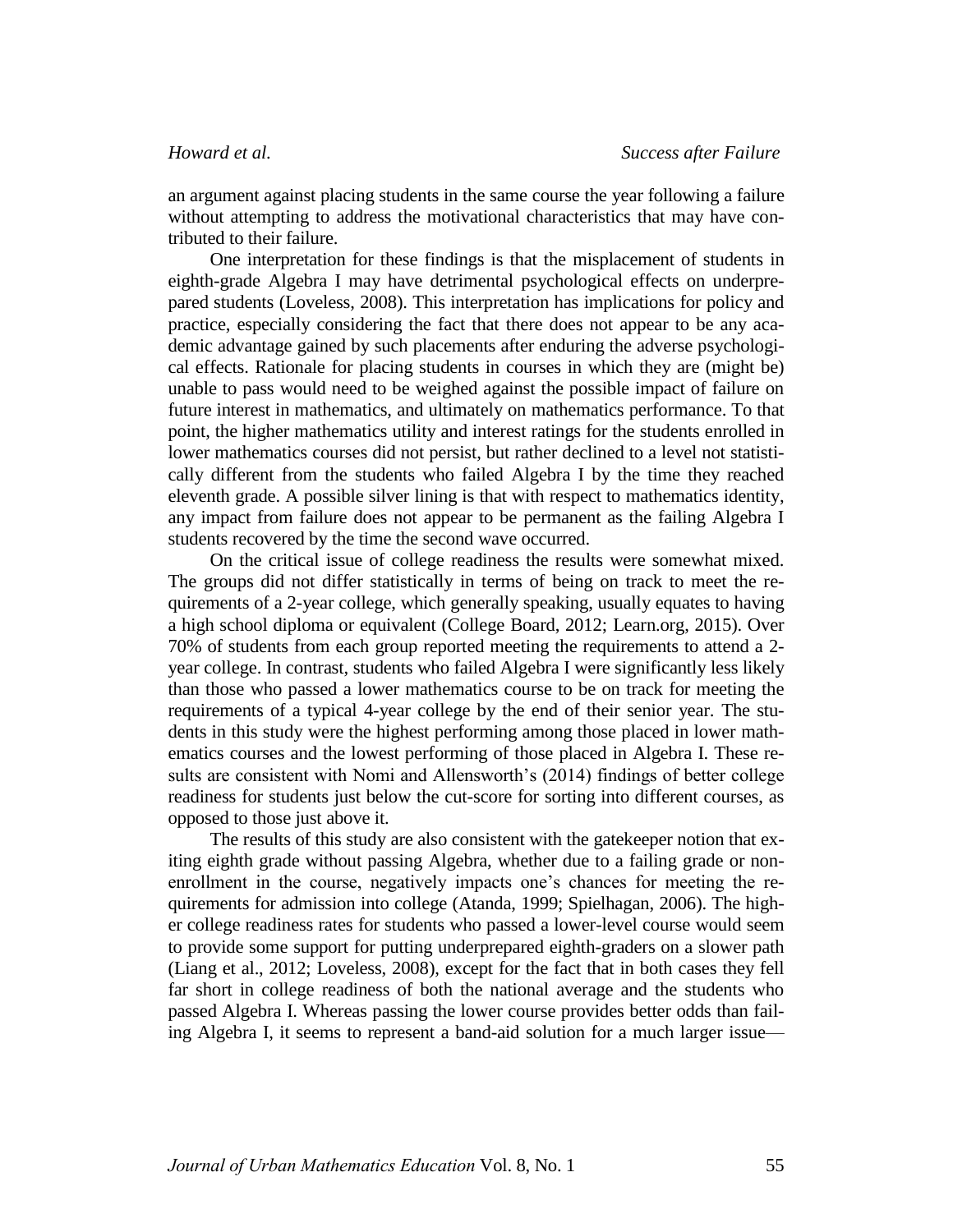an argument against placing students in the same course the year following a failure without attempting to address the motivational characteristics that may have contributed to their failure.

One interpretation for these findings is that the misplacement of students in eighth-grade Algebra I may have detrimental psychological effects on underprepared students (Loveless, 2008). This interpretation has implications for policy and practice, especially considering the fact that there does not appear to be any academic advantage gained by such placements after enduring the adverse psychological effects. Rationale for placing students in courses in which they are (might be) unable to pass would need to be weighed against the possible impact of failure on future interest in mathematics, and ultimately on mathematics performance. To that point, the higher mathematics utility and interest ratings for the students enrolled in lower mathematics courses did not persist, but rather declined to a level not statistically different from the students who failed Algebra I by the time they reached eleventh grade. A possible silver lining is that with respect to mathematics identity, any impact from failure does not appear to be permanent as the failing Algebra I students recovered by the time the second wave occurred.

On the critical issue of college readiness the results were somewhat mixed. The groups did not differ statistically in terms of being on track to meet the requirements of a 2-year college, which generally speaking, usually equates to having a high school diploma or equivalent (College Board, 2012; Learn.org, 2015). Over 70% of students from each group reported meeting the requirements to attend a 2-year college. In contrast, students who failed Algebra I were significantly less likely than those who passed a lower mathematics course to be on track for meeting the requirements of a typical 4-year college by the end of their senior year. The students in this study were the highest performing among those placed in lower mathematics courses and the lowest performing of those placed in Algebra I. These results are consistent with Nomi and Allensworth's (2014) findings of better college readiness for students just below the cut-score for sorting into different courses, as opposed to those just above it.

The results of this study are also consistent with the gatekeeper notion that exiting eighth grade without passing Algebra, whether due to a failing grade or nonenrollment in the course, negatively impacts one's chances for meeting the requirements for admission into college (Atanda, 1999; Spielhagan, 2006). The higher college readiness rates for students who passed a lower-level course would seem to provide some support for putting underprepared eighth-graders on a slower path (Liang et al., 2012; Loveless, 2008), except for the fact that in both cases they fell far short in college readiness of both the national average and the students who passed Algebra I. Whereas passing the lower course provides better odds than failing Algebra I, it seems to represent a band-aid solution for a much larger issue—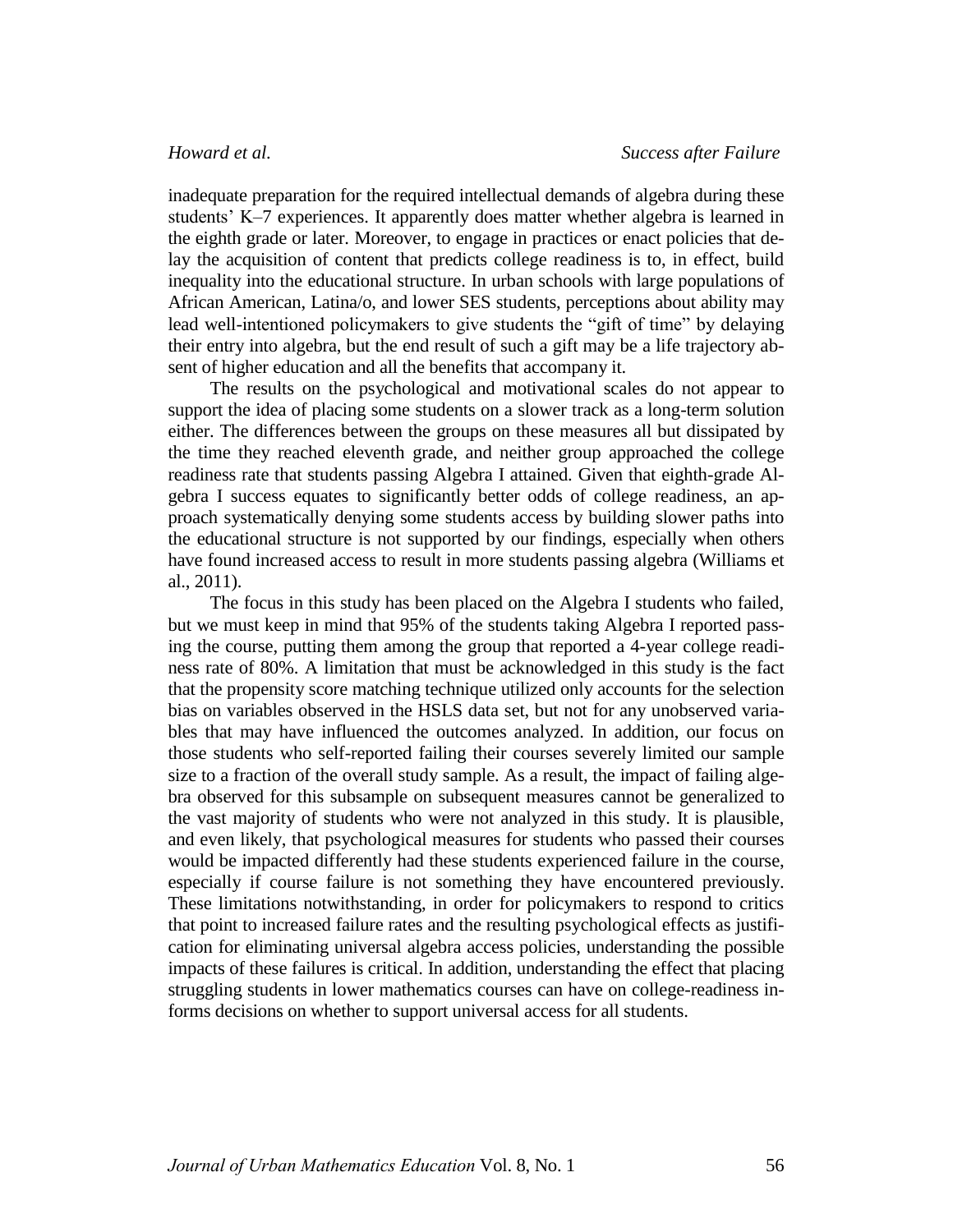inadequate preparation for the required intellectual demands of algebra during these students' K–7 experiences. It apparently does matter whether algebra is learned in the eighth grade or later. Moreover, to engage in practices or enact policies that delay the acquisition of content that predicts college readiness is to, in effect, build inequality into the educational structure. In urban schools with large populations of African American, Latina/o, and lower SES students, perceptions about ability may lead well-intentioned policymakers to give students the "gift of time" by delaying their entry into algebra, but the end result of such a gift may be a life trajectory absent of higher education and all the benefits that accompany it.

The results on the psychological and motivational scales do not appear to support the idea of placing some students on a slower track as a long-term solution either. The differences between the groups on these measures all but dissipated by the time they reached eleventh grade, and neither group approached the college readiness rate that students passing Algebra I attained. Given that eighth-grade Algebra I success equates to significantly better odds of college readiness, an approach systematically denying some students access by building slower paths into the educational structure is not supported by our findings, especially when others have found increased access to result in more students passing algebra (Williams et al., 2011).

The focus in this study has been placed on the Algebra I students who failed, but we must keep in mind that 95% of the students taking Algebra I reported passing the course, putting them among the group that reported a 4-year college readiness rate of 80%. A limitation that must be acknowledged in this study is the fact that the propensity score matching technique utilized only accounts for the selection bias on variables observed in the HSLS data set, but not for any unobserved variables that may have influenced the outcomes analyzed. In addition, our focus on those students who self-reported failing their courses severely limited our sample size to a fraction of the overall study sample. As a result, the impact of failing algebra observed for this subsample on subsequent measures cannot be generalized to the vast majority of students who were not analyzed in this study. It is plausible, and even likely, that psychological measures for students who passed their courses would be impacted differently had these students experienced failure in the course, especially if course failure is not something they have encountered previously. These limitations notwithstanding, in order for policymakers to respond to critics that point to increased failure rates and the resulting psychological effects as justification for eliminating universal algebra access policies, understanding the possible impacts of these failures is critical. In addition, understanding the effect that placing struggling students in lower mathematics courses can have on college-readiness informs decisions on whether to support universal access for all students.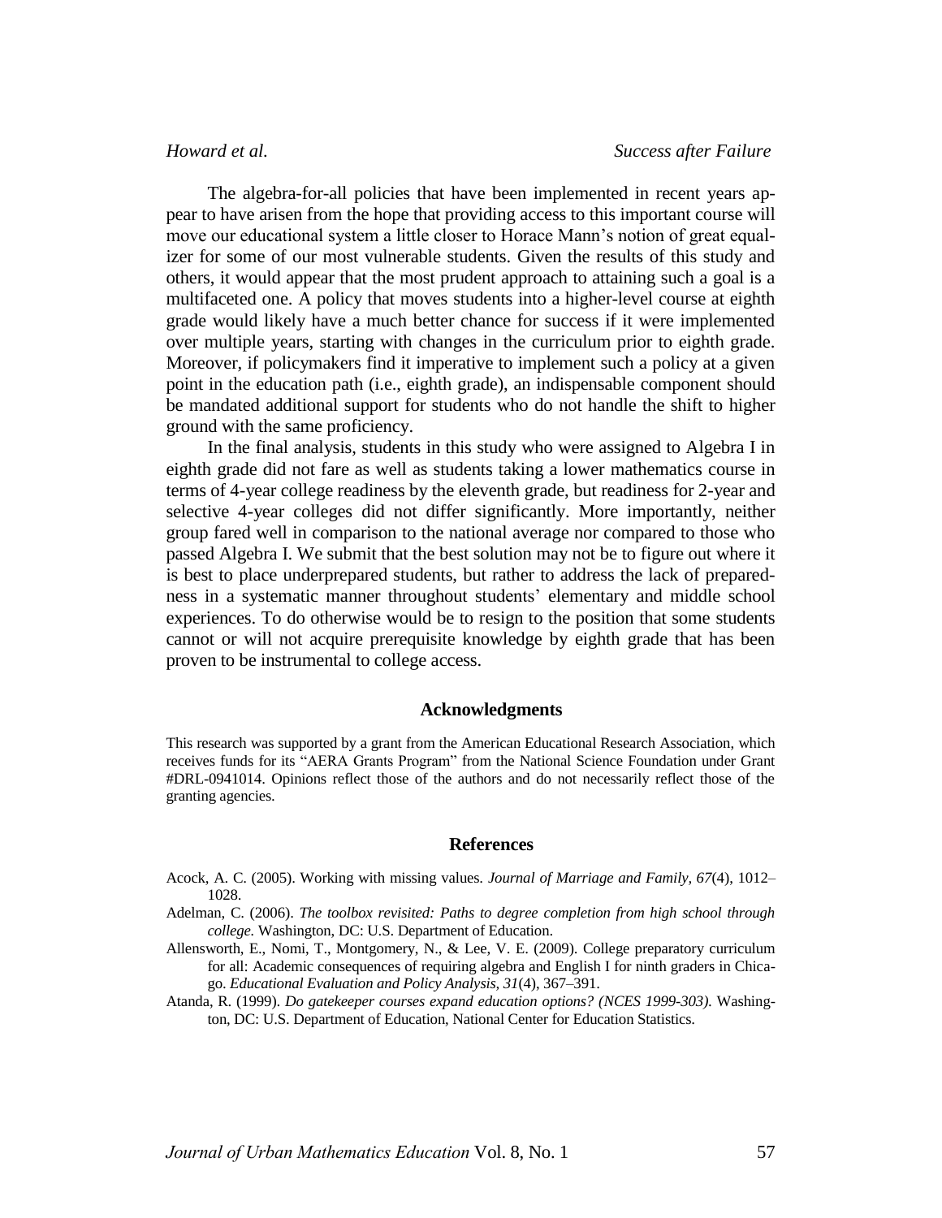The algebra-for-all policies that have been implemented in recent years appear to have arisen from the hope that providing access to this important course will move our educational system a little closer to Horace Mann's notion of great equalizer for some of our most vulnerable students. Given the results of this study and others, it would appear that the most prudent approach to attaining such a goal is a multifaceted one. A policy that moves students into a higher-level course at eighth grade would likely have a much better chance for success if it were implemented over multiple years, starting with changes in the curriculum prior to eighth grade. Moreover, if policymakers find it imperative to implement such a policy at a given point in the education path (i.e., eighth grade), an indispensable component should be mandated additional support for students who do not handle the shift to higher ground with the same proficiency.

In the final analysis, students in this study who were assigned to Algebra I in eighth grade did not fare as well as students taking a lower mathematics course in terms of 4-year college readiness by the eleventh grade, but readiness for 2-year and selective 4-year colleges did not differ significantly. More importantly, neither group fared well in comparison to the national average nor compared to those who passed Algebra I. We submit that the best solution may not be to figure out where it is best to place underprepared students, but rather to address the lack of preparedness in a systematic manner throughout students' elementary and middle school experiences. To do otherwise would be to resign to the position that some students cannot or will not acquire prerequisite knowledge by eighth grade that has been proven to be instrumental to college access.

## Acknowledgments

This research was supported by a grant from the American Educational Research Association, which receives funds for its "AERA Grants Program" from the National Science Foundation under Grant #DRL-0941014. Opinions reflect those of the authors and do not necessarily reflect those of the granting agencies.

## References

Acock, A. C. (2005). Working with missing values. *Journal of Marriage and Family, 67*(4), 1012–1028.

Adelman, C. (2006). *The toolbox revisited: Paths to degree completion from high school through college.* Washington, DC: U.S. Department of Education.

Allensworth, E., Nomi, T., Montgomery, N., & Lee, V. E. (2009). College preparatory curriculum for all: Academic consequences of requiring algebra and English I for ninth graders in Chicago. *Educational Evaluation and Policy Analysis, 31*(4), 367–391.

Atanda, R. (1999). *Do gatekeeper courses expand education options? (NCES 1999-303).* Washington, DC: U.S. Department of Education, National Center for Education Statistics.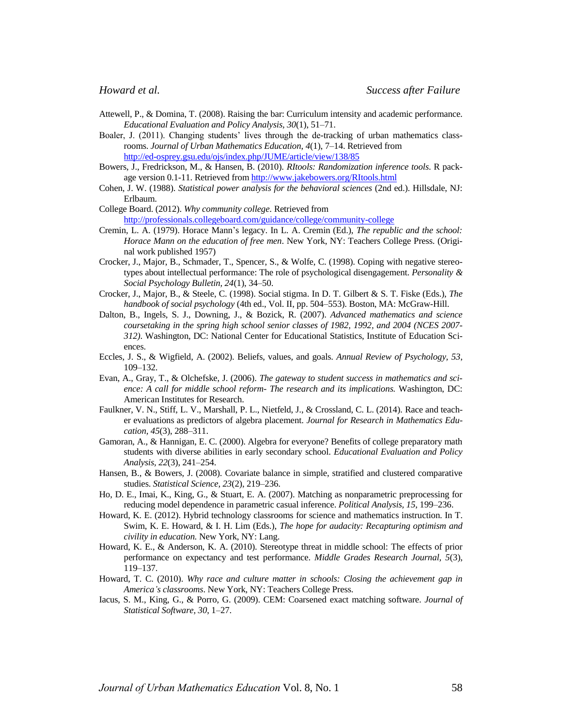Attewell, P., & Domina, T. (2008). Raising the bar: Curriculum intensity and academic performance. *Educational Evaluation and Policy Analysis, 30*(1), 51–71.

Boaler, J. (2011). Changing students' lives through the de-tracking of urban mathematics classrooms. *Journal of Urban Mathematics Education, 4*(1), 7–14. Retrieved from http://ed-osprey.gsu.edu/ojs/index.php/JUME/article/view/138/85

Bowers, J., Fredrickson, M., & Hansen, B. (2010). *RItools: Randomization inference tools.* R package version 0.1-11. Retrieved from http://www.jakebowers.org/RItools.html

Cohen, J. W. (1988). *Statistical power analysis for the behavioral sciences* (2nd ed.). Hillsdale, NJ: Erlbaum.

College Board. (2012). *Why community college*. Retrieved from http://professionals.collegeboard.com/guidance/college/community-college

Cremin, L. A. (1979). Horace Mann's legacy. In L. A. Cremin (Ed.), *The republic and the school: Horace Mann on the education of free men*. New York, NY: Teachers College Press. (Original work published 1957)

Crocker, J., Major, B., Schmader, T., Spencer, S., & Wolfe, C. (1998). Coping with negative stereotypes about intellectual performance: The role of psychological disengagement. *Personality & Social Psychology Bulletin, 24*(1), 34–50.

Crocker, J., Major, B., & Steele, C. (1998). Social stigma. In D. T. Gilbert & S. T. Fiske (Eds.), *The handbook of social psychology* (4th ed., Vol. II, pp. 504–553). Boston, MA: McGraw-Hill.

Dalton, B., Ingels, S. J., Downing, J., & Bozick, R. (2007). *Advanced mathematics and science coursetaking in the spring high school senior classes of 1982, 1992, and 2004 (NCES 2007-312)*. Washington, DC: National Center for Educational Statistics, Institute of Education Sciences.

Eccles, J. S., & Wigfield, A. (2002). Beliefs, values, and goals. *Annual Review of Psychology, 53*, 109–132.

Evan, A., Gray, T., & Olchefske, J. (2006). *The gateway to student success in mathematics and science: A call for middle school reform- The research and its implications.* Washington, DC: American Institutes for Research.

Faulkner, V. N., Stiff, L. V., Marshall, P. L., Nietfeld, J., & Crossland, C. L. (2014). Race and teacher evaluations as predictors of algebra placement. *Journal for Research in Mathematics Education, 45*(3), 288–311.

Gamoran, A., & Hannigan, E. C. (2000). Algebra for everyone? Benefits of college preparatory math students with diverse abilities in early secondary school. *Educational Evaluation and Policy Analysis, 22*(3), 241–254.

Hansen, B., & Bowers, J. (2008). Covariate balance in simple, stratified and clustered comparative studies. *Statistical Science, 23*(2), 219–236.

Ho, D. E., Imai, K., King, G., & Stuart, E. A. (2007). Matching as nonparametric preprocessing for reducing model dependence in parametric casual inference. *Political Analysis, 15*, 199–236.

Howard, K. E. (2012). Hybrid technology classrooms for science and mathematics instruction. In T. Swim, K. E. Howard, & I. H. Lim (Eds.), *The hope for audacity: Recapturing optimism and civility in education.* New York, NY: Lang.

Howard, K. E., & Anderson, K. A. (2010). Stereotype threat in middle school: The effects of prior performance on expectancy and test performance. *Middle Grades Research Journal, 5*(3), 119–137.

Howard, T. C. (2010). *Why race and culture matter in schools: Closing the achievement gap in America's classrooms*. New York, NY: Teachers College Press.

Iacus, S. M., King, G., & Porro, G. (2009). CEM: Coarsened exact matching software. *Journal of Statistical Software, 30*, 1–27.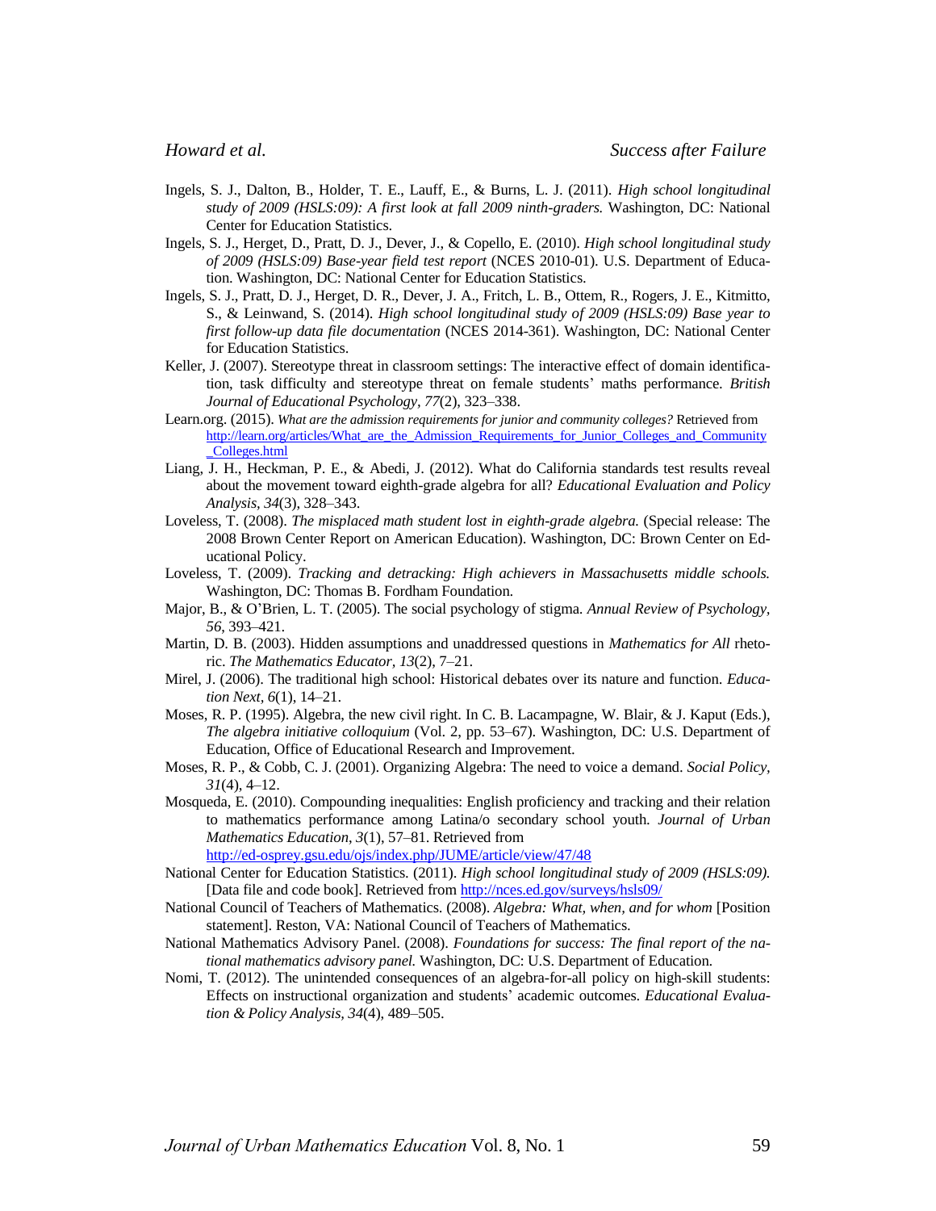Ingels, S. J., Dalton, B., Holder, T. E., Lauff, E., & Burns, L. J. (2011). *High school longitudinal study of 2009 (HSLS:09): A first look at fall 2009 ninth-graders.* Washington, DC: National Center for Education Statistics.

Ingels, S. J., Herget, D., Pratt, D. J., Dever, J., & Copello, E. (2010). *High school longitudinal study of 2009 (HSLS:09) Base-year field test report* (NCES 2010-01). U.S. Department of Education. Washington, DC: National Center for Education Statistics.

Ingels, S. J., Pratt, D. J., Herget, D. R., Dever, J. A., Fritch, L. B., Ottem, R., Rogers, J. E., Kitmitto, S., & Leinwand, S. (2014). *High school longitudinal study of 2009 (HSLS:09) Base year to first follow-up data file documentation* (NCES 2014-361). Washington, DC: National Center for Education Statistics.

Keller, J. (2007). Stereotype threat in classroom settings: The interactive effect of domain identification, task difficulty and stereotype threat on female students' maths performance. *British Journal of Educational Psychology*, *77*(2), 323–338.

Learn.org. (2015). *What are the admission requirements for junior and community colleges?* Retrieved from http://learn.org/articles/What_are_the_Admission_Requirements_for_Junior_Colleges_and_Community_Colleges.html

Liang, J. H., Heckman, P. E., & Abedi, J. (2012). What do California standards test results reveal about the movement toward eighth-grade algebra for all? *Educational Evaluation and Policy Analysis*, *34*(3), 328–343.

Loveless, T. (2008). *The misplaced math student lost in eighth-grade algebra.* (Special release: The 2008 Brown Center Report on American Education). Washington, DC: Brown Center on Educational Policy.

Loveless, T. (2009). *Tracking and detracking: High achievers in Massachusetts middle schools.* Washington, DC: Thomas B. Fordham Foundation.

Major, B., & O'Brien, L. T. (2005). The social psychology of stigma. *Annual Review of Psychology*, *56*, 393–421.

Martin, D. B. (2003). Hidden assumptions and unaddressed questions in *Mathematics for All* rhetoric. *The Mathematics Educator*, *13*(2), 7–21.

Mirel, J. (2006). The traditional high school: Historical debates over its nature and function. *Education Next*, *6*(1), 14–21.

Moses, R. P. (1995). Algebra, the new civil right. In C. B. Lacampagne, W. Blair, & J. Kaput (Eds.), *The algebra initiative colloquium* (Vol. 2, pp. 53–67). Washington, DC: U.S. Department of Education, Office of Educational Research and Improvement.

Moses, R. P., & Cobb, C. J. (2001). Organizing Algebra: The need to voice a demand. *Social Policy*, *31*(4), 4–12.

Mosqueda, E. (2010). Compounding inequalities: English proficiency and tracking and their relation to mathematics performance among Latina/o secondary school youth. *Journal of Urban Mathematics Education*, *3*(1), 57–81. Retrieved from http://ed-osprey.gsu.edu/ojs/index.php/JUME/article/view/47/48

National Center for Education Statistics. (2011). *High school longitudinal study of 2009 (HSLS:09).* [Data file and code book]. Retrieved from http://nces.ed.gov/surveys/hsls09/

National Council of Teachers of Mathematics. (2008). *Algebra: What, when, and for whom* [Position statement]. Reston, VA: National Council of Teachers of Mathematics.

National Mathematics Advisory Panel. (2008). *Foundations for success: The final report of the national mathematics advisory panel.* Washington, DC: U.S. Department of Education.

Nomi, T. (2012). The unintended consequences of an algebra-for-all policy on high-skill students: Effects on instructional organization and students' academic outcomes. *Educational Evaluation & Policy Analysis, 34*(4), 489–505.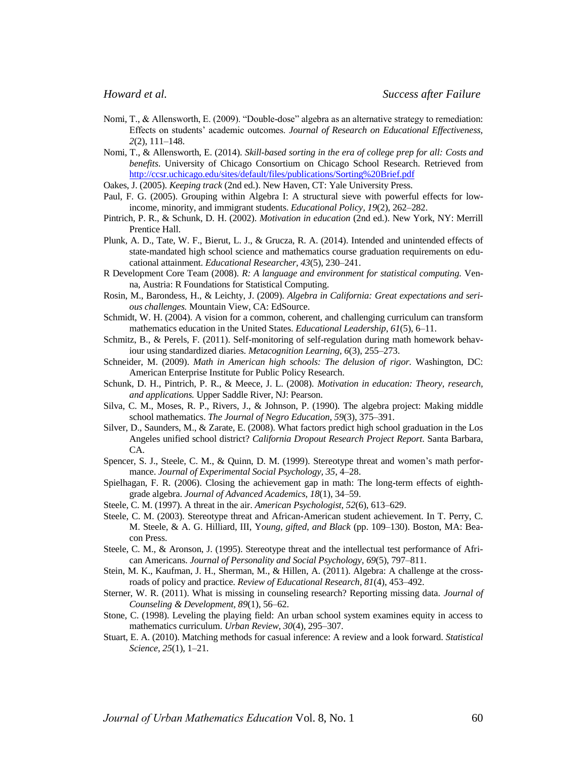Nomi, T., & Allensworth, E. (2009). "Double-dose" algebra as an alternative strategy to remediation: Effects on students' academic outcomes. *Journal of Research on Educational Effectiveness, 2*(2), 111–148.

Nomi, T., & Allensworth, E. (2014). *Skill-based sorting in the era of college prep for all: Costs and benefits*. University of Chicago Consortium on Chicago School Research. Retrieved from http://ccsr.uchicago.edu/sites/default/files/publications/Sorting%20Brief.pdf

Oakes, J. (2005). *Keeping track* (2nd ed.). New Haven, CT: Yale University Press.

Paul, F. G. (2005). Grouping within Algebra I: A structural sieve with powerful effects for low-income, minority, and immigrant students. *Educational Policy, 19*(2), 262–282.

Pintrich, P. R., & Schunk, D. H. (2002). *Motivation in education* (2nd ed.). New York, NY: Merrill Prentice Hall.

Plunk, A. D., Tate, W. F., Bierut, L. J., & Grucza, R. A. (2014). Intended and unintended effects of state-mandated high school science and mathematics course graduation requirements on educational attainment. *Educational Researcher, 43*(5), 230–241.

R Development Core Team (2008). *R: A language and environment for statistical computing.* Venna, Austria: R Foundations for Statistical Computing.

Rosin, M., Barondess, H., & Leichty, J. (2009). *Algebra in California: Great expectations and serious challenges.* Mountain View, CA: EdSource.

Schmidt, W. H. (2004). A vision for a common, coherent, and challenging curriculum can transform mathematics education in the United States. *Educational Leadership, 61*(5), 6–11.

Schmitz, B., & Perels, F. (2011). Self-monitoring of self-regulation during math homework behaviour using standardized diaries. *Metacognition Learning, 6*(3), 255–273.

Schneider, M. (2009). *Math in American high schools: The delusion of rigor.* Washington, DC: American Enterprise Institute for Public Policy Research.

Schunk, D. H., Pintrich, P. R., & Meece, J. L. (2008). *Motivation in education: Theory, research, and applications.* Upper Saddle River, NJ: Pearson.

Silva, C. M., Moses, R. P., Rivers, J., & Johnson, P. (1990). The algebra project: Making middle school mathematics. *The Journal of Negro Education, 59*(3), 375–391.

Silver, D., Saunders, M., & Zarate, E. (2008). What factors predict high school graduation in the Los Angeles unified school district? *California Dropout Research Project Report*. Santa Barbara, CA.

Spencer, S. J., Steele, C. M., & Quinn, D. M. (1999). Stereotype threat and women's math performance. *Journal of Experimental Social Psychology, 35*, 4–28.

Spielhagan, F. R. (2006). Closing the achievement gap in math: The long-term effects of eighth-grade algebra. *Journal of Advanced Academics, 18*(1), 34–59.

Steele, C. M. (1997). A threat in the air. *American Psychologist, 52*(6), 613–629.

Steele, C. M. (2003). Stereotype threat and African-American student achievement. In T. Perry, C. M. Steele, & A. G. Hilliard, III, Y*oung, gifted, and Black* (pp. 109–130). Boston, MA: Beacon Press.

Steele, C. M., & Aronson, J. (1995). Stereotype threat and the intellectual test performance of African Americans. *Journal of Personality and Social Psychology, 69*(5), 797–811.

Stein, M. K., Kaufman, J. H., Sherman, M., & Hillen, A. (2011). Algebra: A challenge at the crossroads of policy and practice. *Review of Educational Research, 81*(4), 453–492.

Sterner, W. R. (2011). What is missing in counseling research? Reporting missing data. *Journal of Counseling & Development, 89*(1), 56–62.

Stone, C. (1998). Leveling the playing field: An urban school system examines equity in access to mathematics curriculum. *Urban Review, 30*(4), 295–307.

Stuart, E. A. (2010). Matching methods for casual inference: A review and a look forward. *Statistical Science, 25*(1), 1–21.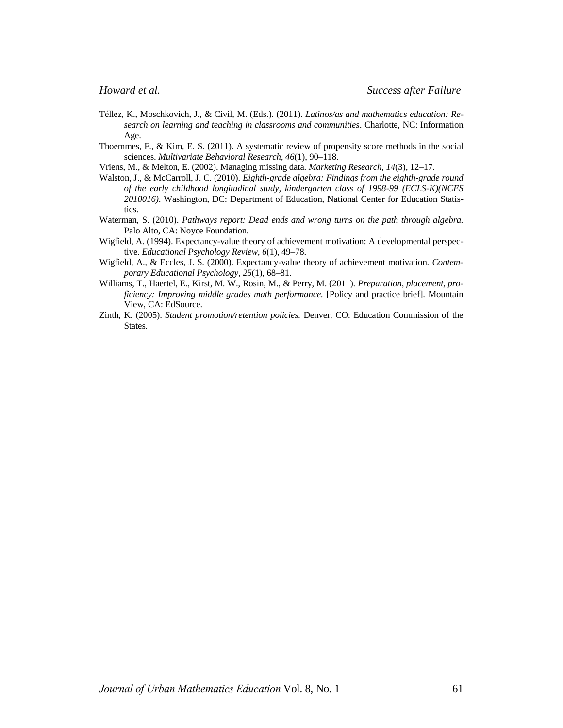Téllez, K., Moschkovich, J., & Civil, M. (Eds.). (2011). *Latinos/as and mathematics education: Research on learning and teaching in classrooms and communities*. Charlotte, NC: Information Age.

Thoemmes, F., & Kim, E. S. (2011). A systematic review of propensity score methods in the social sciences. *Multivariate Behavioral Research, 46*(1), 90–118.

Vriens, M., & Melton, E. (2002). Managing missing data. *Marketing Research, 14*(3), 12–17.

Walston, J., & McCarroll, J. C. (2010). *Eighth-grade algebra: Findings from the eighth-grade round of the early childhood longitudinal study, kindergarten class of 1998-99 (ECLS-K)(NCES 2010016)*. Washington, DC: Department of Education, National Center for Education Statistics.

Waterman, S. (2010). *Pathways report: Dead ends and wrong turns on the path through algebra.* Palo Alto, CA: Noyce Foundation.

Wigfield, A. (1994). Expectancy-value theory of achievement motivation: A developmental perspective. *Educational Psychology Review, 6*(1), 49–78.

Wigfield, A., & Eccles, J. S. (2000). Expectancy-value theory of achievement motivation. *Contemporary Educational Psychology, 25*(1), 68–81.

Williams, T., Haertel, E., Kirst, M. W., Rosin, M., & Perry, M. (2011). *Preparation, placement, proficiency: Improving middle grades math performance.* [Policy and practice brief]. Mountain View, CA: EdSource.

Zinth, K. (2005). *Student promotion/retention policies.* Denver, CO: Education Commission of the States.